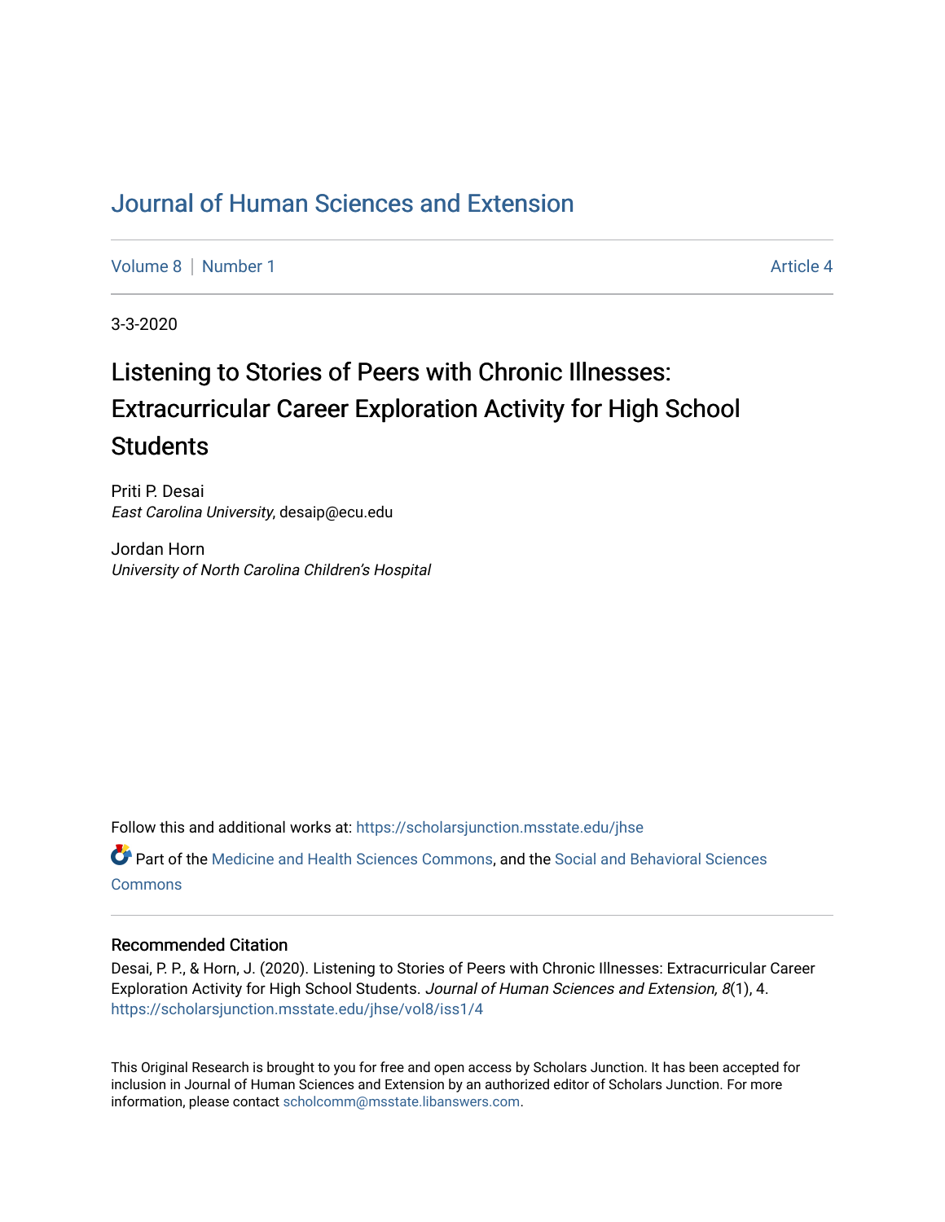# Journal of Human Sciences and Extension

Volume 8 | Number 1 | Article 4

3-3-2020

## Listening to Stories of Peers with Chronic Illnesses: Extracurricular Career Exploration Activity for High School Students

Priti P. Desai
*East Carolina University*, desaip@ecu.edu

Jordan Horn
*University of North Carolina Children's Hospital*

Follow this and additional works at: https://scholarsjunction.msstate.edu/jhse

Part of the Medicine and Health Sciences Commons, and the Social and Behavioral Sciences Commons

### Recommended Citation

Desai, P. P., & Horn, J. (2020). Listening to Stories of Peers with Chronic Illnesses: Extracurricular Career Exploration Activity for High School Students. *Journal of Human Sciences and Extension, 8*(1), 4. https://scholarsjunction.msstate.edu/jhse/vol8/iss1/4

This Original Research is brought to you for free and open access by Scholars Junction. It has been accepted for inclusion in Journal of Human Sciences and Extension by an authorized editor of Scholars Junction. For more information, please contact scholcomm@msstate.libanswers.com.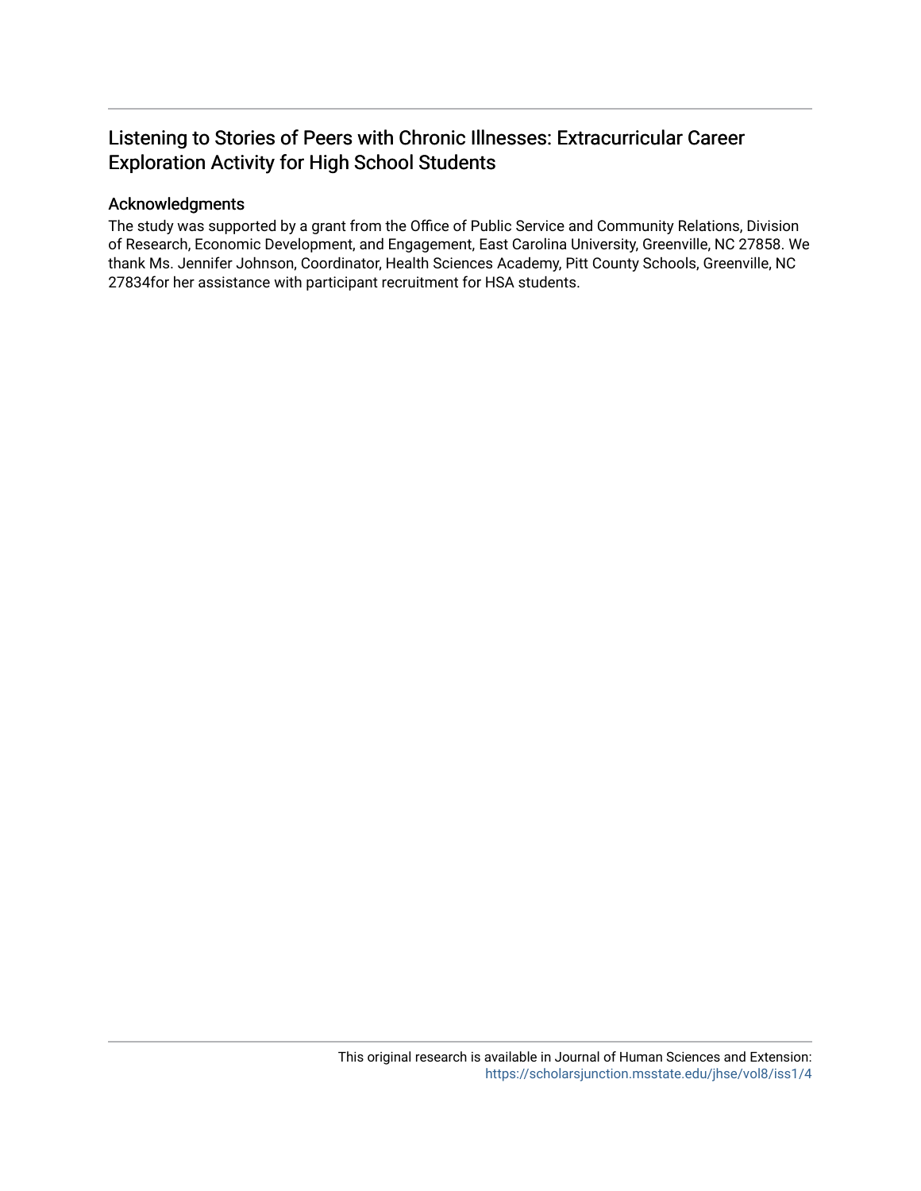# Listening to Stories of Peers with Chronic Illnesses: Extracurricular Career Exploration Activity for High School Students

## Acknowledgments

The study was supported by a grant from the Office of Public Service and Community Relations, Division of Research, Economic Development, and Engagement, East Carolina University, Greenville, NC 27858. We thank Ms. Jennifer Johnson, Coordinator, Health Sciences Academy, Pitt County Schools, Greenville, NC 27834for her assistance with participant recruitment for HSA students.

This original research is available in Journal of Human Sciences and Extension: https://scholarsjunction.msstate.edu/jhse/vol8/iss1/4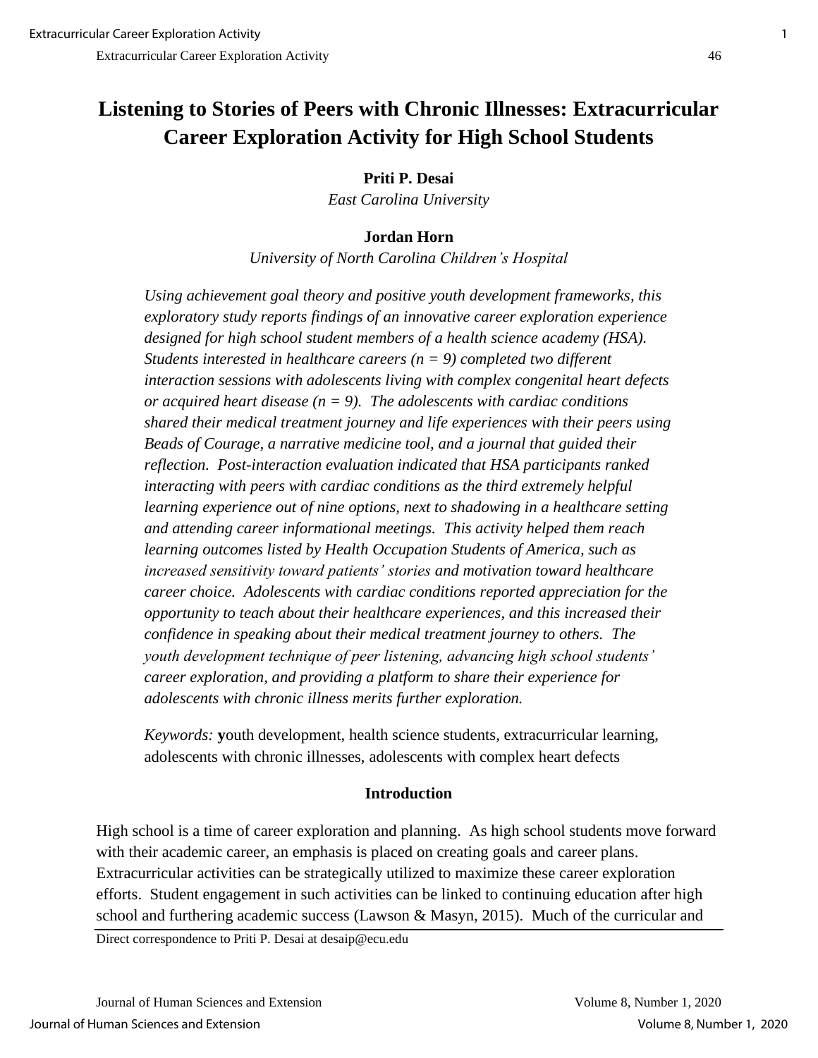# Listening to Stories of Peers with Chronic Illnesses: Extracurricular Career Exploration Activity for High School Students

**Priti P. Desai**
*East Carolina University*

**Jordan Horn**
*University of North Carolina Children's Hospital*

*Using achievement goal theory and positive youth development frameworks, this exploratory study reports findings of an innovative career exploration experience designed for high school student members of a health science academy (HSA). Students interested in healthcare careers (n = 9) completed two different interaction sessions with adolescents living with complex congenital heart defects or acquired heart disease (n = 9). The adolescents with cardiac conditions shared their medical treatment journey and life experiences with their peers using Beads of Courage, a narrative medicine tool, and a journal that guided their reflection. Post-interaction evaluation indicated that HSA participants ranked interacting with peers with cardiac conditions as the third extremely helpful learning experience out of nine options, next to shadowing in a healthcare setting and attending career informational meetings. This activity helped them reach learning outcomes listed by Health Occupation Students of America, such as increased sensitivity toward patients' stories and motivation toward healthcare career choice. Adolescents with cardiac conditions reported appreciation for the opportunity to teach about their healthcare experiences, and this increased their confidence in speaking about their medical treatment journey to others. The youth development technique of peer listening, advancing high school students' career exploration, and providing a platform to share their experience for adolescents with chronic illness merits further exploration.*

*Keywords:* **y**outh development, health science students, extracurricular learning, adolescents with chronic illnesses, adolescents with complex heart defects

## Introduction

High school is a time of career exploration and planning. As high school students move forward with their academic career, an emphasis is placed on creating goals and career plans. Extracurricular activities can be strategically utilized to maximize these career exploration efforts. Student engagement in such activities can be linked to continuing education after high school and furthering academic success (Lawson & Masyn, 2015). Much of the curricular and

Direct correspondence to Priti P. Desai at desaip@ecu.edu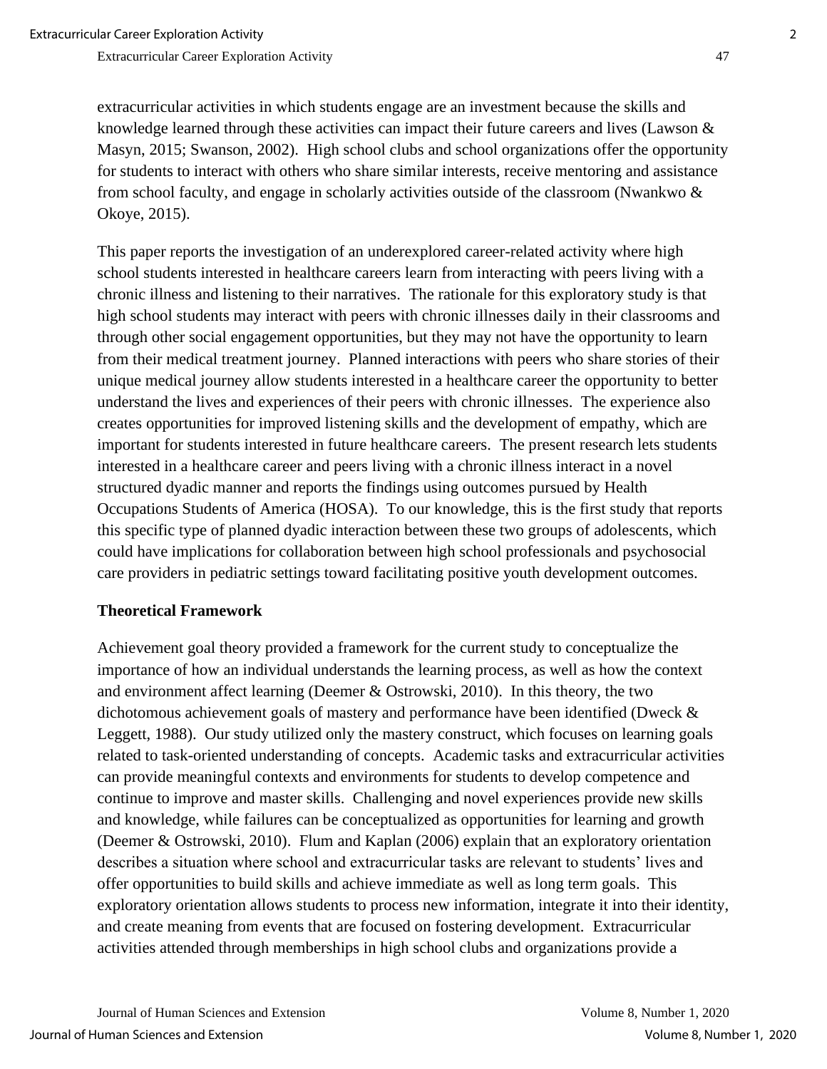extracurricular activities in which students engage are an investment because the skills and knowledge learned through these activities can impact their future careers and lives (Lawson & Masyn, 2015; Swanson, 2002). High school clubs and school organizations offer the opportunity for students to interact with others who share similar interests, receive mentoring and assistance from school faculty, and engage in scholarly activities outside of the classroom (Nwankwo & Okoye, 2015).

This paper reports the investigation of an underexplored career-related activity where high school students interested in healthcare careers learn from interacting with peers living with a chronic illness and listening to their narratives. The rationale for this exploratory study is that high school students may interact with peers with chronic illnesses daily in their classrooms and through other social engagement opportunities, but they may not have the opportunity to learn from their medical treatment journey. Planned interactions with peers who share stories of their unique medical journey allow students interested in a healthcare career the opportunity to better understand the lives and experiences of their peers with chronic illnesses. The experience also creates opportunities for improved listening skills and the development of empathy, which are important for students interested in future healthcare careers. The present research lets students interested in a healthcare career and peers living with a chronic illness interact in a novel structured dyadic manner and reports the findings using outcomes pursued by Health Occupations Students of America (HOSA). To our knowledge, this is the first study that reports this specific type of planned dyadic interaction between these two groups of adolescents, which could have implications for collaboration between high school professionals and psychosocial care providers in pediatric settings toward facilitating positive youth development outcomes.

## Theoretical Framework

Achievement goal theory provided a framework for the current study to conceptualize the importance of how an individual understands the learning process, as well as how the context and environment affect learning (Deemer & Ostrowski, 2010). In this theory, the two dichotomous achievement goals of mastery and performance have been identified (Dweck & Leggett, 1988). Our study utilized only the mastery construct, which focuses on learning goals related to task-oriented understanding of concepts. Academic tasks and extracurricular activities can provide meaningful contexts and environments for students to develop competence and continue to improve and master skills. Challenging and novel experiences provide new skills and knowledge, while failures can be conceptualized as opportunities for learning and growth (Deemer & Ostrowski, 2010). Flum and Kaplan (2006) explain that an exploratory orientation describes a situation where school and extracurricular tasks are relevant to students' lives and offer opportunities to build skills and achieve immediate as well as long term goals. This exploratory orientation allows students to process new information, integrate it into their identity, and create meaning from events that are focused on fostering development. Extracurricular activities attended through memberships in high school clubs and organizations provide a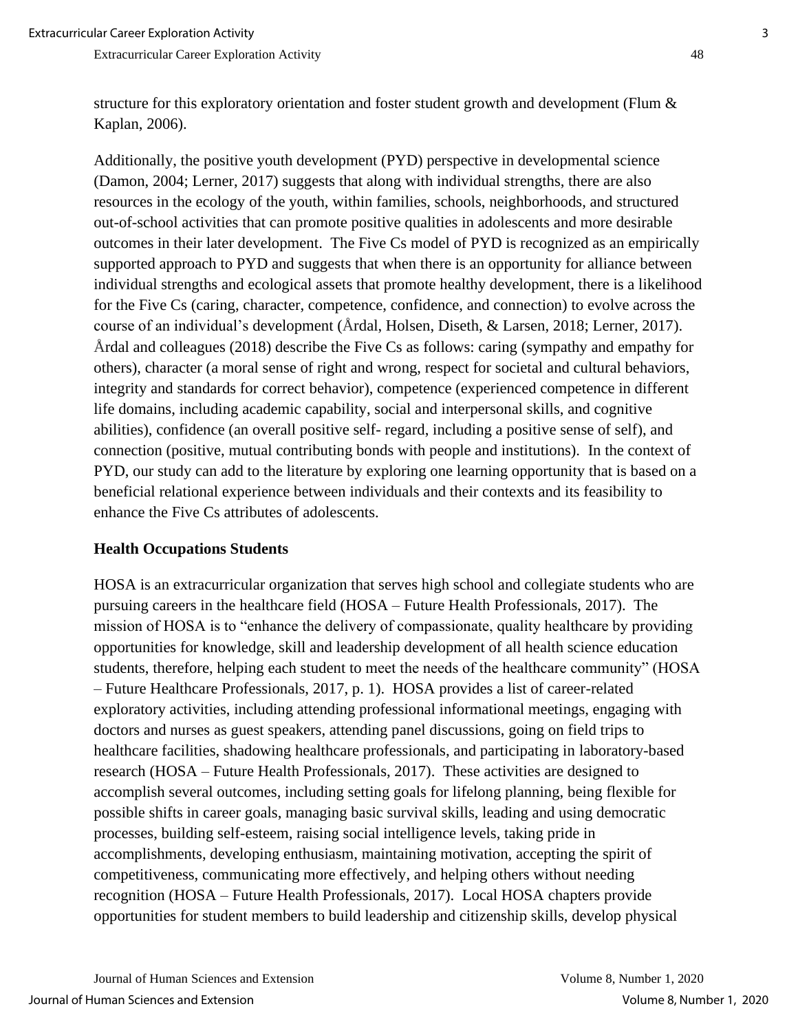structure for this exploratory orientation and foster student growth and development (Flum & Kaplan, 2006).

Additionally, the positive youth development (PYD) perspective in developmental science (Damon, 2004; Lerner, 2017) suggests that along with individual strengths, there are also resources in the ecology of the youth, within families, schools, neighborhoods, and structured out-of-school activities that can promote positive qualities in adolescents and more desirable outcomes in their later development. The Five Cs model of PYD is recognized as an empirically supported approach to PYD and suggests that when there is an opportunity for alliance between individual strengths and ecological assets that promote healthy development, there is a likelihood for the Five Cs (caring, character, competence, confidence, and connection) to evolve across the course of an individual's development (Årdal, Holsen, Diseth, & Larsen, 2018; Lerner, 2017). Årdal and colleagues (2018) describe the Five Cs as follows: caring (sympathy and empathy for others), character (a moral sense of right and wrong, respect for societal and cultural behaviors, integrity and standards for correct behavior), competence (experienced competence in different life domains, including academic capability, social and interpersonal skills, and cognitive abilities), confidence (an overall positive self- regard, including a positive sense of self), and connection (positive, mutual contributing bonds with people and institutions). In the context of PYD, our study can add to the literature by exploring one learning opportunity that is based on a beneficial relational experience between individuals and their contexts and its feasibility to enhance the Five Cs attributes of adolescents.

### Health Occupations Students

HOSA is an extracurricular organization that serves high school and collegiate students who are pursuing careers in the healthcare field (HOSA – Future Health Professionals, 2017). The mission of HOSA is to "enhance the delivery of compassionate, quality healthcare by providing opportunities for knowledge, skill and leadership development of all health science education students, therefore, helping each student to meet the needs of the healthcare community" (HOSA – Future Healthcare Professionals, 2017, p. 1). HOSA provides a list of career-related exploratory activities, including attending professional informational meetings, engaging with doctors and nurses as guest speakers, attending panel discussions, going on field trips to healthcare facilities, shadowing healthcare professionals, and participating in laboratory-based research (HOSA – Future Health Professionals, 2017). These activities are designed to accomplish several outcomes, including setting goals for lifelong planning, being flexible for possible shifts in career goals, managing basic survival skills, leading and using democratic processes, building self-esteem, raising social intelligence levels, taking pride in accomplishments, developing enthusiasm, maintaining motivation, accepting the spirit of competitiveness, communicating more effectively, and helping others without needing recognition (HOSA – Future Health Professionals, 2017). Local HOSA chapters provide opportunities for student members to build leadership and citizenship skills, develop physical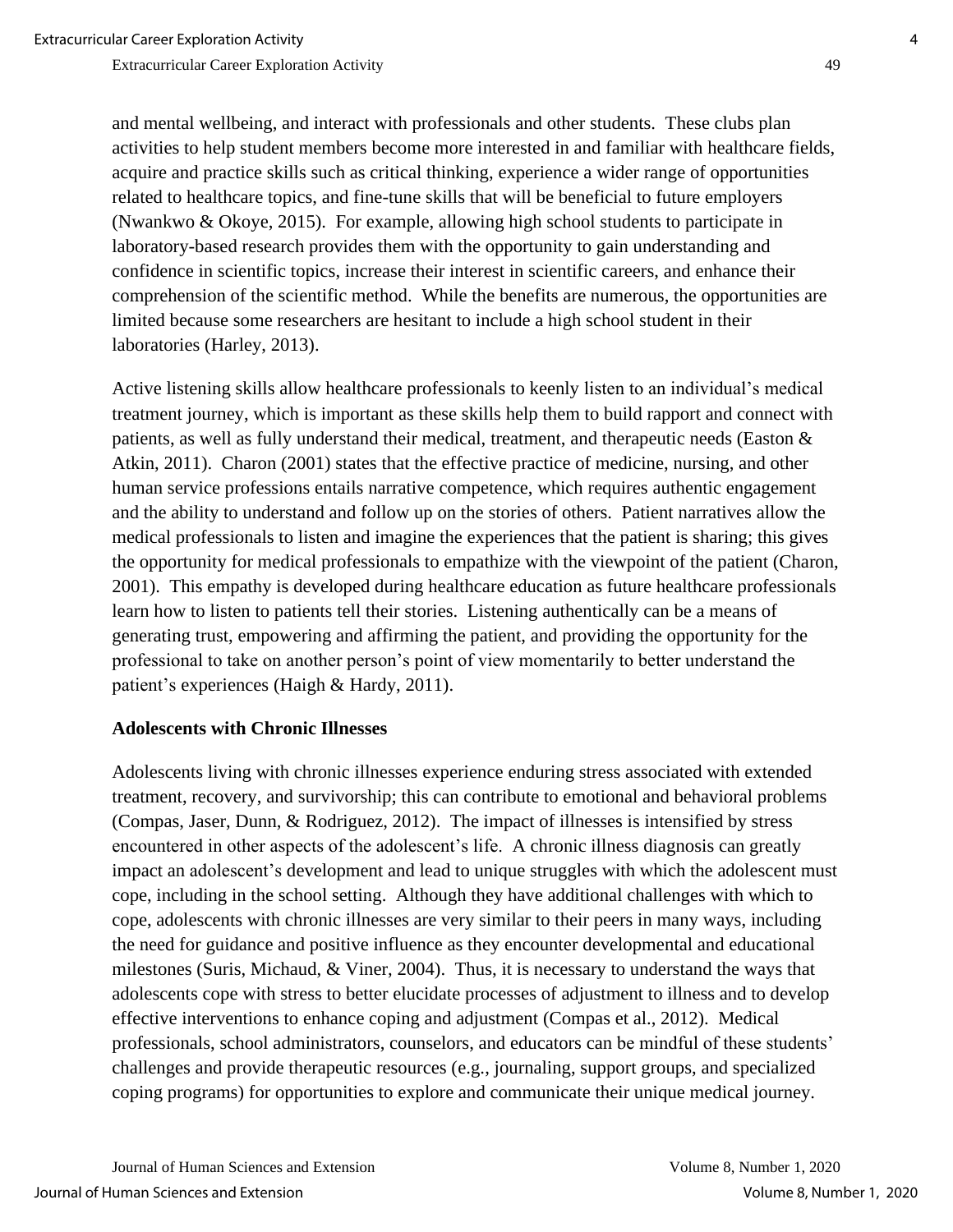and mental wellbeing, and interact with professionals and other students. These clubs plan activities to help student members become more interested in and familiar with healthcare fields, acquire and practice skills such as critical thinking, experience a wider range of opportunities related to healthcare topics, and fine-tune skills that will be beneficial to future employers (Nwankwo & Okoye, 2015). For example, allowing high school students to participate in laboratory-based research provides them with the opportunity to gain understanding and confidence in scientific topics, increase their interest in scientific careers, and enhance their comprehension of the scientific method. While the benefits are numerous, the opportunities are limited because some researchers are hesitant to include a high school student in their laboratories (Harley, 2013).

Active listening skills allow healthcare professionals to keenly listen to an individual's medical treatment journey, which is important as these skills help them to build rapport and connect with patients, as well as fully understand their medical, treatment, and therapeutic needs (Easton & Atkin, 2011). Charon (2001) states that the effective practice of medicine, nursing, and other human service professions entails narrative competence, which requires authentic engagement and the ability to understand and follow up on the stories of others. Patient narratives allow the medical professionals to listen and imagine the experiences that the patient is sharing; this gives the opportunity for medical professionals to empathize with the viewpoint of the patient (Charon, 2001). This empathy is developed during healthcare education as future healthcare professionals learn how to listen to patients tell their stories. Listening authentically can be a means of generating trust, empowering and affirming the patient, and providing the opportunity for the professional to take on another person's point of view momentarily to better understand the patient's experiences (Haigh & Hardy, 2011).

## Adolescents with Chronic Illnesses

Adolescents living with chronic illnesses experience enduring stress associated with extended treatment, recovery, and survivorship; this can contribute to emotional and behavioral problems (Compas, Jaser, Dunn, & Rodriguez, 2012). The impact of illnesses is intensified by stress encountered in other aspects of the adolescent's life. A chronic illness diagnosis can greatly impact an adolescent's development and lead to unique struggles with which the adolescent must cope, including in the school setting. Although they have additional challenges with which to cope, adolescents with chronic illnesses are very similar to their peers in many ways, including the need for guidance and positive influence as they encounter developmental and educational milestones (Suris, Michaud, & Viner, 2004). Thus, it is necessary to understand the ways that adolescents cope with stress to better elucidate processes of adjustment to illness and to develop effective interventions to enhance coping and adjustment (Compas et al., 2012). Medical professionals, school administrators, counselors, and educators can be mindful of these students' challenges and provide therapeutic resources (e.g., journaling, support groups, and specialized coping programs) for opportunities to explore and communicate their unique medical journey.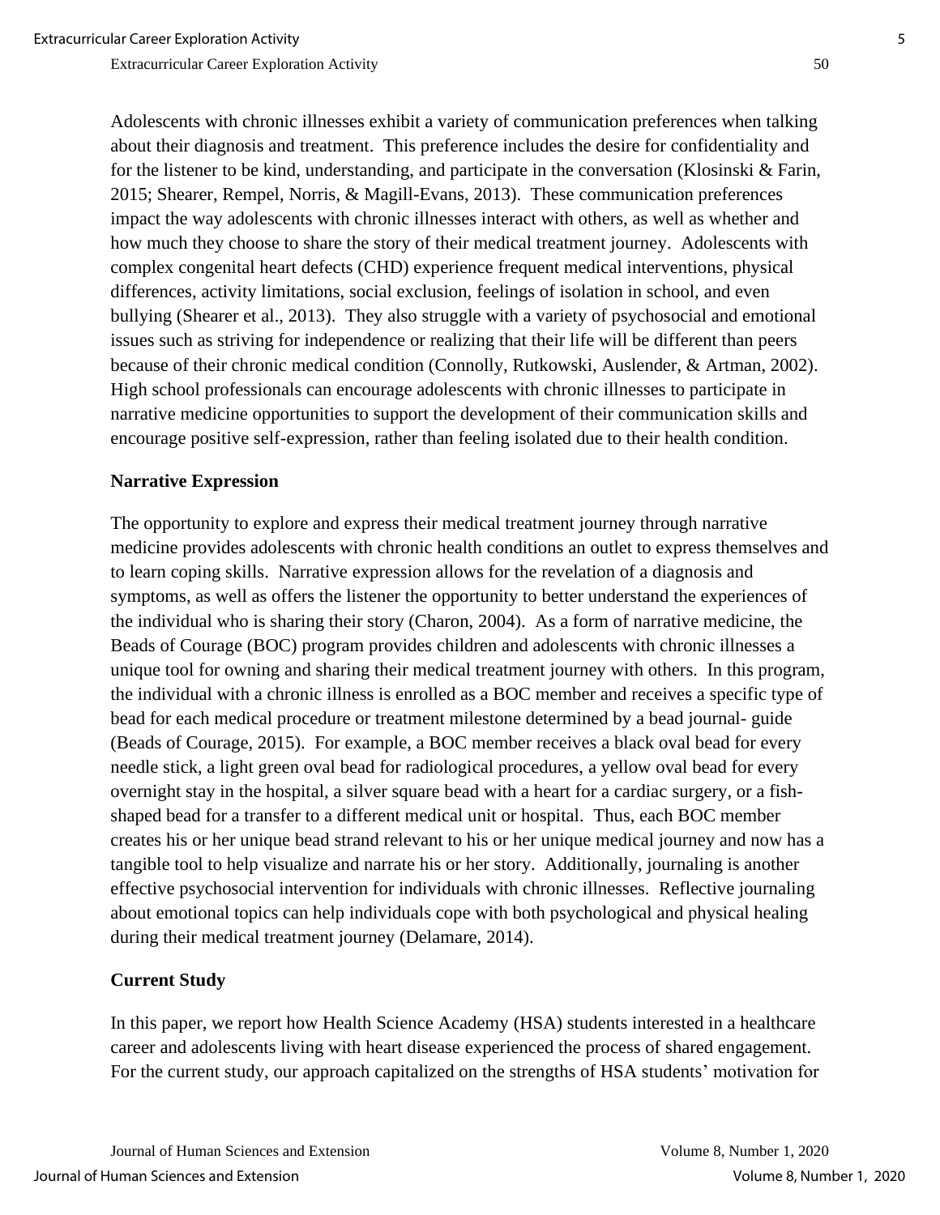Adolescents with chronic illnesses exhibit a variety of communication preferences when talking about their diagnosis and treatment. This preference includes the desire for confidentiality and for the listener to be kind, understanding, and participate in the conversation (Klosinski & Farin, 2015; Shearer, Rempel, Norris, & Magill-Evans, 2013). These communication preferences impact the way adolescents with chronic illnesses interact with others, as well as whether and how much they choose to share the story of their medical treatment journey. Adolescents with complex congenital heart defects (CHD) experience frequent medical interventions, physical differences, activity limitations, social exclusion, feelings of isolation in school, and even bullying (Shearer et al., 2013). They also struggle with a variety of psychosocial and emotional issues such as striving for independence or realizing that their life will be different than peers because of their chronic medical condition (Connolly, Rutkowski, Auslender, & Artman, 2002). High school professionals can encourage adolescents with chronic illnesses to participate in narrative medicine opportunities to support the development of their communication skills and encourage positive self-expression, rather than feeling isolated due to their health condition.

### Narrative Expression

The opportunity to explore and express their medical treatment journey through narrative medicine provides adolescents with chronic health conditions an outlet to express themselves and to learn coping skills. Narrative expression allows for the revelation of a diagnosis and symptoms, as well as offers the listener the opportunity to better understand the experiences of the individual who is sharing their story (Charon, 2004). As a form of narrative medicine, the Beads of Courage (BOC) program provides children and adolescents with chronic illnesses a unique tool for owning and sharing their medical treatment journey with others. In this program, the individual with a chronic illness is enrolled as a BOC member and receives a specific type of bead for each medical procedure or treatment milestone determined by a bead journal- guide (Beads of Courage, 2015). For example, a BOC member receives a black oval bead for every needle stick, a light green oval bead for radiological procedures, a yellow oval bead for every overnight stay in the hospital, a silver square bead with a heart for a cardiac surgery, or a fish-shaped bead for a transfer to a different medical unit or hospital. Thus, each BOC member creates his or her unique bead strand relevant to his or her unique medical journey and now has a tangible tool to help visualize and narrate his or her story. Additionally, journaling is another effective psychosocial intervention for individuals with chronic illnesses. Reflective journaling about emotional topics can help individuals cope with both psychological and physical healing during their medical treatment journey (Delamare, 2014).

### Current Study

In this paper, we report how Health Science Academy (HSA) students interested in a healthcare career and adolescents living with heart disease experienced the process of shared engagement. For the current study, our approach capitalized on the strengths of HSA students' motivation for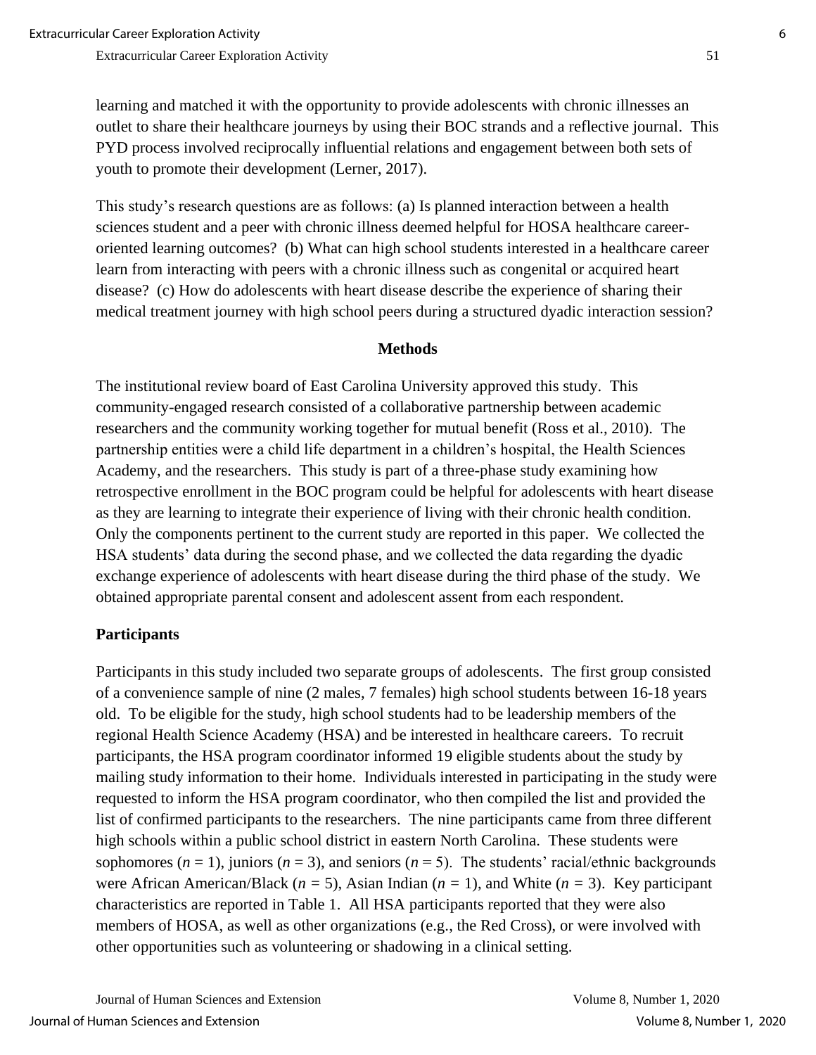learning and matched it with the opportunity to provide adolescents with chronic illnesses an outlet to share their healthcare journeys by using their BOC strands and a reflective journal. This PYD process involved reciprocally influential relations and engagement between both sets of youth to promote their development (Lerner, 2017).

This study's research questions are as follows: (a) Is planned interaction between a health sciences student and a peer with chronic illness deemed helpful for HOSA healthcare career-oriented learning outcomes? (b) What can high school students interested in a healthcare career learn from interacting with peers with a chronic illness such as congenital or acquired heart disease? (c) How do adolescents with heart disease describe the experience of sharing their medical treatment journey with high school peers during a structured dyadic interaction session?

## Methods

The institutional review board of East Carolina University approved this study. This community-engaged research consisted of a collaborative partnership between academic researchers and the community working together for mutual benefit (Ross et al., 2010). The partnership entities were a child life department in a children's hospital, the Health Sciences Academy, and the researchers. This study is part of a three-phase study examining how retrospective enrollment in the BOC program could be helpful for adolescents with heart disease as they are learning to integrate their experience of living with their chronic health condition. Only the components pertinent to the current study are reported in this paper. We collected the HSA students' data during the second phase, and we collected the data regarding the dyadic exchange experience of adolescents with heart disease during the third phase of the study. We obtained appropriate parental consent and adolescent assent from each respondent.

### Participants

Participants in this study included two separate groups of adolescents. The first group consisted of a convenience sample of nine (2 males, 7 females) high school students between 16-18 years old. To be eligible for the study, high school students had to be leadership members of the regional Health Science Academy (HSA) and be interested in healthcare careers. To recruit participants, the HSA program coordinator informed 19 eligible students about the study by mailing study information to their home. Individuals interested in participating in the study were requested to inform the HSA program coordinator, who then compiled the list and provided the list of confirmed participants to the researchers. The nine participants came from three different high schools within a public school district in eastern North Carolina. These students were sophomores ($n = 1$), juniors ($n = 3$), and seniors ($n = 5$). The students' racial/ethnic backgrounds were African American/Black ($n = 5$), Asian Indian ($n = 1$), and White ($n = 3$). Key participant characteristics are reported in Table 1. All HSA participants reported that they were also members of HOSA, as well as other organizations (e.g., the Red Cross), or were involved with other opportunities such as volunteering or shadowing in a clinical setting.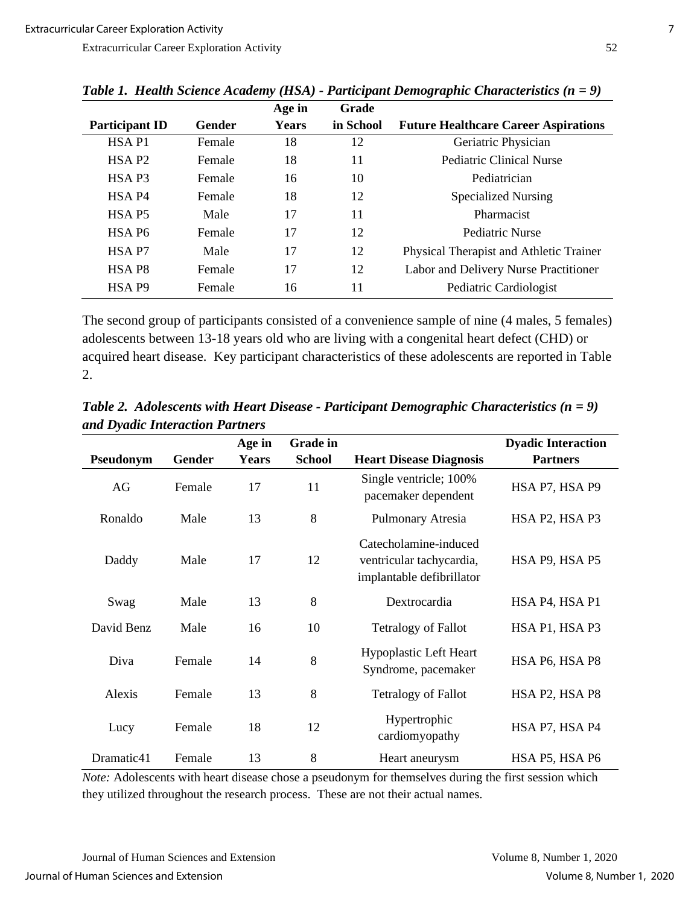*Table 1. Health Science Academy (HSA) - Participant Demographic Characteristics (n = 9)*

| Participant ID | Gender | Age in Years | Grade in School | Future Healthcare Career Aspirations |
|---|---|---|---|---|
| HSA P1 | Female | 18 | 12 | Geriatric Physician |
| HSA P2 | Female | 18 | 11 | Pediatric Clinical Nurse |
| HSA P3 | Female | 16 | 10 | Pediatrician |
| HSA P4 | Female | 18 | 12 | Specialized Nursing |
| HSA P5 | Male | 17 | 11 | Pharmacist |
| HSA P6 | Female | 17 | 12 | Pediatric Nurse |
| HSA P7 | Male | 17 | 12 | Physical Therapist and Athletic Trainer |
| HSA P8 | Female | 17 | 12 | Labor and Delivery Nurse Practitioner |
| HSA P9 | Female | 16 | 11 | Pediatric Cardiologist |

The second group of participants consisted of a convenience sample of nine (4 males, 5 females) adolescents between 13-18 years old who are living with a congenital heart defect (CHD) or acquired heart disease. Key participant characteristics of these adolescents are reported in Table 2.

*Table 2. Adolescents with Heart Disease - Participant Demographic Characteristics (n = 9) and Dyadic Interaction Partners*

| Pseudonym | Gender | Age in Years | Grade in School | Heart Disease Diagnosis | Dyadic Interaction Partners |
|---|---|---|---|---|---|
| AG | Female | 17 | 11 | Single ventricle; 100% pacemaker dependent | HSA P7, HSA P9 |
| Ronaldo | Male | 13 | 8 | Pulmonary Atresia | HSA P2, HSA P3 |
| Daddy | Male | 17 | 12 | Catecholamine-induced ventricular tachycardia, implantable defibrillator | HSA P9, HSA P5 |
| Swag | Male | 13 | 8 | Dextrocardia | HSA P4, HSA P1 |
| David Benz | Male | 16 | 10 | Tetralogy of Fallot | HSA P1, HSA P3 |
| Diva | Female | 14 | 8 | Hypoplastic Left Heart Syndrome, pacemaker | HSA P6, HSA P8 |
| Alexis | Female | 13 | 8 | Tetralogy of Fallot | HSA P2, HSA P8 |
| Lucy | Female | 18 | 12 | Hypertrophic cardiomyopathy | HSA P7, HSA P4 |
| Dramatic41 | Female | 13 | 8 | Heart aneurysm | HSA P5, HSA P6 |

*Note:* Adolescents with heart disease chose a pseudonym for themselves during the first session which they utilized throughout the research process. These are not their actual names.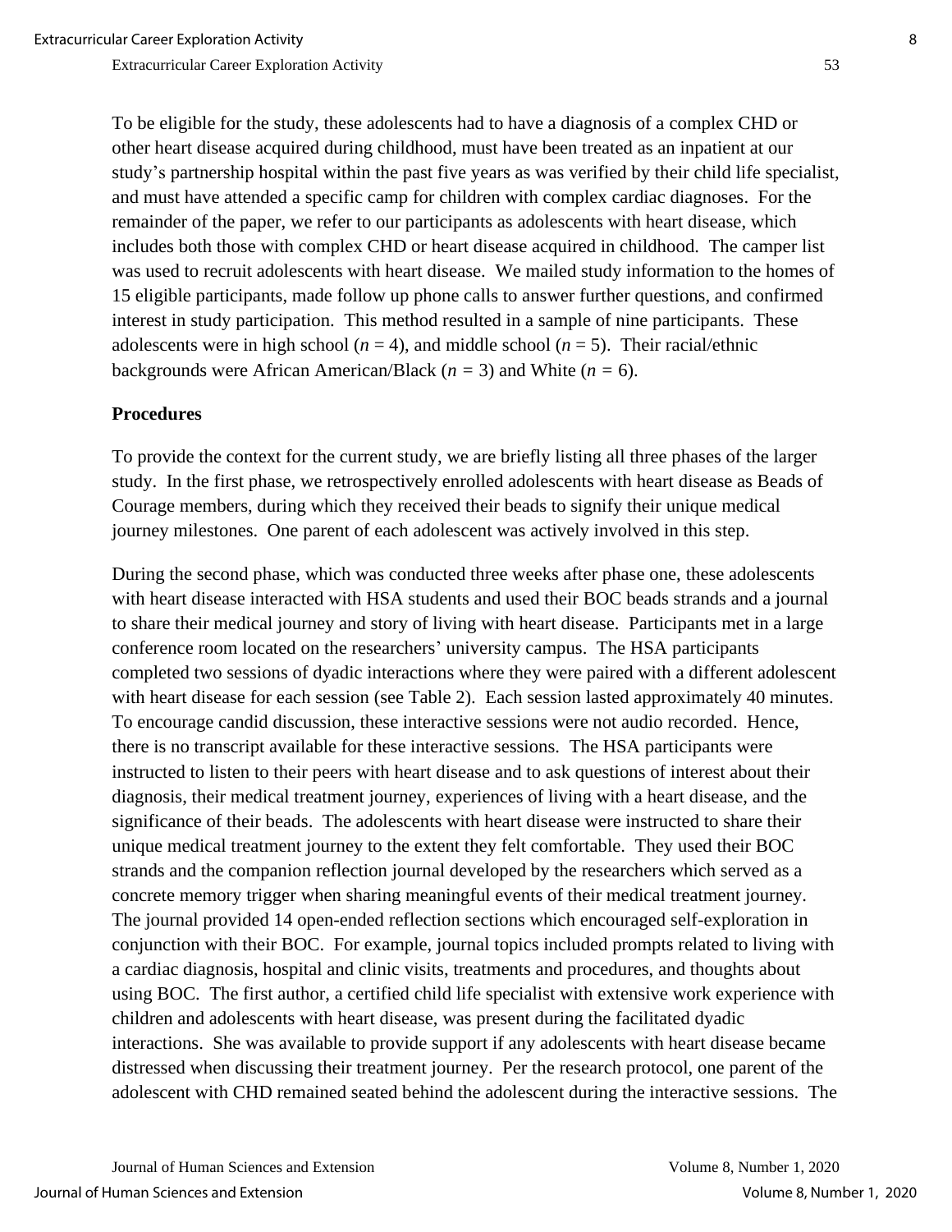To be eligible for the study, these adolescents had to have a diagnosis of a complex CHD or other heart disease acquired during childhood, must have been treated as an inpatient at our study's partnership hospital within the past five years as was verified by their child life specialist, and must have attended a specific camp for children with complex cardiac diagnoses. For the remainder of the paper, we refer to our participants as adolescents with heart disease, which includes both those with complex CHD or heart disease acquired in childhood. The camper list was used to recruit adolescents with heart disease. We mailed study information to the homes of 15 eligible participants, made follow up phone calls to answer further questions, and confirmed interest in study participation. This method resulted in a sample of nine participants. These adolescents were in high school ($n$ = 4), and middle school ($n$ = 5). Their racial/ethnic backgrounds were African American/Black ($n$ = 3) and White ($n$ = 6).

**Procedures**

To provide the context for the current study, we are briefly listing all three phases of the larger study. In the first phase, we retrospectively enrolled adolescents with heart disease as Beads of Courage members, during which they received their beads to signify their unique medical journey milestones. One parent of each adolescent was actively involved in this step.

During the second phase, which was conducted three weeks after phase one, these adolescents with heart disease interacted with HSA students and used their BOC beads strands and a journal to share their medical journey and story of living with heart disease. Participants met in a large conference room located on the researchers' university campus. The HSA participants completed two sessions of dyadic interactions where they were paired with a different adolescent with heart disease for each session (see Table 2). Each session lasted approximately 40 minutes. To encourage candid discussion, these interactive sessions were not audio recorded. Hence, there is no transcript available for these interactive sessions. The HSA participants were instructed to listen to their peers with heart disease and to ask questions of interest about their diagnosis, their medical treatment journey, experiences of living with a heart disease, and the significance of their beads. The adolescents with heart disease were instructed to share their unique medical treatment journey to the extent they felt comfortable. They used their BOC strands and the companion reflection journal developed by the researchers which served as a concrete memory trigger when sharing meaningful events of their medical treatment journey. The journal provided 14 open-ended reflection sections which encouraged self-exploration in conjunction with their BOC. For example, journal topics included prompts related to living with a cardiac diagnosis, hospital and clinic visits, treatments and procedures, and thoughts about using BOC. The first author, a certified child life specialist with extensive work experience with children and adolescents with heart disease, was present during the facilitated dyadic interactions. She was available to provide support if any adolescents with heart disease became distressed when discussing their treatment journey. Per the research protocol, one parent of the adolescent with CHD remained seated behind the adolescent during the interactive sessions. The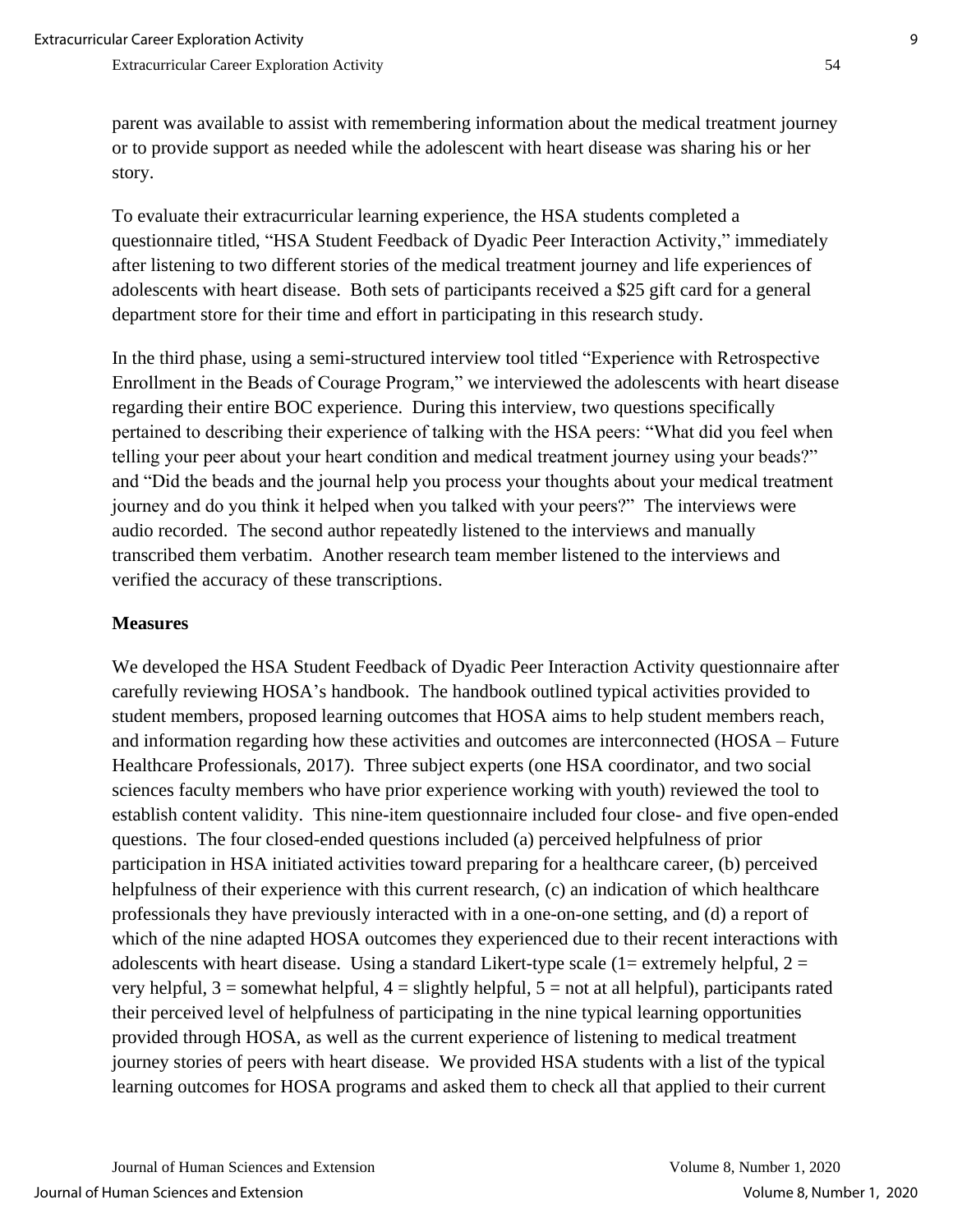parent was available to assist with remembering information about the medical treatment journey or to provide support as needed while the adolescent with heart disease was sharing his or her story.

To evaluate their extracurricular learning experience, the HSA students completed a questionnaire titled, "HSA Student Feedback of Dyadic Peer Interaction Activity," immediately after listening to two different stories of the medical treatment journey and life experiences of adolescents with heart disease. Both sets of participants received a $25 gift card for a general department store for their time and effort in participating in this research study.

In the third phase, using a semi-structured interview tool titled "Experience with Retrospective Enrollment in the Beads of Courage Program," we interviewed the adolescents with heart disease regarding their entire BOC experience. During this interview, two questions specifically pertained to describing their experience of talking with the HSA peers: "What did you feel when telling your peer about your heart condition and medical treatment journey using your beads?" and "Did the beads and the journal help you process your thoughts about your medical treatment journey and do you think it helped when you talked with your peers?" The interviews were audio recorded. The second author repeatedly listened to the interviews and manually transcribed them verbatim. Another research team member listened to the interviews and verified the accuracy of these transcriptions.

**Measures**

We developed the HSA Student Feedback of Dyadic Peer Interaction Activity questionnaire after carefully reviewing HOSA's handbook. The handbook outlined typical activities provided to student members, proposed learning outcomes that HOSA aims to help student members reach, and information regarding how these activities and outcomes are interconnected (HOSA – Future Healthcare Professionals, 2017). Three subject experts (one HSA coordinator, and two social sciences faculty members who have prior experience working with youth) reviewed the tool to establish content validity. This nine-item questionnaire included four close- and five open-ended questions. The four closed-ended questions included (a) perceived helpfulness of prior participation in HSA initiated activities toward preparing for a healthcare career, (b) perceived helpfulness of their experience with this current research, (c) an indication of which healthcare professionals they have previously interacted with in a one-on-one setting, and (d) a report of which of the nine adapted HOSA outcomes they experienced due to their recent interactions with adolescents with heart disease. Using a standard Likert-type scale (1= extremely helpful, 2 = very helpful, 3 = somewhat helpful, 4 = slightly helpful, 5 = not at all helpful), participants rated their perceived level of helpfulness of participating in the nine typical learning opportunities provided through HOSA, as well as the current experience of listening to medical treatment journey stories of peers with heart disease. We provided HSA students with a list of the typical learning outcomes for HOSA programs and asked them to check all that applied to their current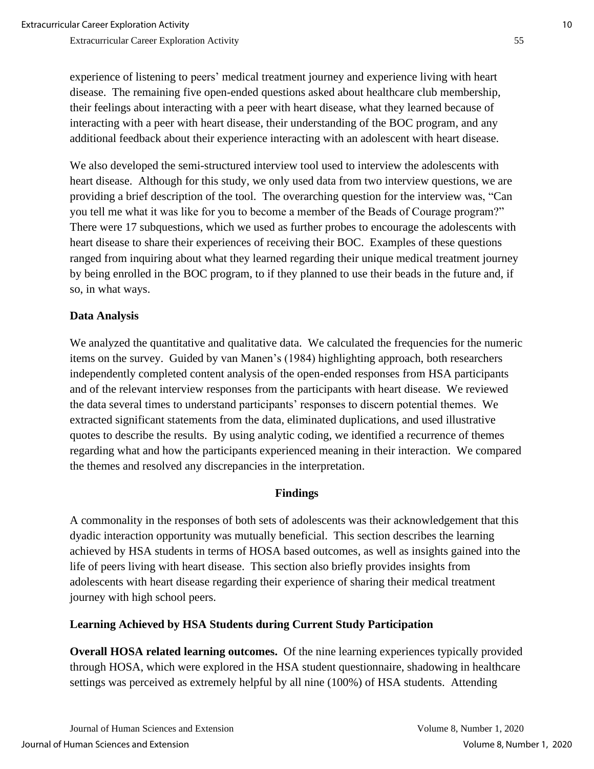experience of listening to peers' medical treatment journey and experience living with heart disease. The remaining five open-ended questions asked about healthcare club membership, their feelings about interacting with a peer with heart disease, what they learned because of interacting with a peer with heart disease, their understanding of the BOC program, and any additional feedback about their experience interacting with an adolescent with heart disease.

We also developed the semi-structured interview tool used to interview the adolescents with heart disease. Although for this study, we only used data from two interview questions, we are providing a brief description of the tool. The overarching question for the interview was, "Can you tell me what it was like for you to become a member of the Beads of Courage program?" There were 17 subquestions, which we used as further probes to encourage the adolescents with heart disease to share their experiences of receiving their BOC. Examples of these questions ranged from inquiring about what they learned regarding their unique medical treatment journey by being enrolled in the BOC program, to if they planned to use their beads in the future and, if so, in what ways.

### Data Analysis

We analyzed the quantitative and qualitative data. We calculated the frequencies for the numeric items on the survey. Guided by van Manen's (1984) highlighting approach, both researchers independently completed content analysis of the open-ended responses from HSA participants and of the relevant interview responses from the participants with heart disease. We reviewed the data several times to understand participants' responses to discern potential themes. We extracted significant statements from the data, eliminated duplications, and used illustrative quotes to describe the results. By using analytic coding, we identified a recurrence of themes regarding what and how the participants experienced meaning in their interaction. We compared the themes and resolved any discrepancies in the interpretation.

## Findings

A commonality in the responses of both sets of adolescents was their acknowledgement that this dyadic interaction opportunity was mutually beneficial. This section describes the learning achieved by HSA students in terms of HOSA based outcomes, as well as insights gained into the life of peers living with heart disease. This section also briefly provides insights from adolescents with heart disease regarding their experience of sharing their medical treatment journey with high school peers.

### Learning Achieved by HSA Students during Current Study Participation

**Overall HOSA related learning outcomes.** Of the nine learning experiences typically provided through HOSA, which were explored in the HSA student questionnaire, shadowing in healthcare settings was perceived as extremely helpful by all nine (100%) of HSA students. Attending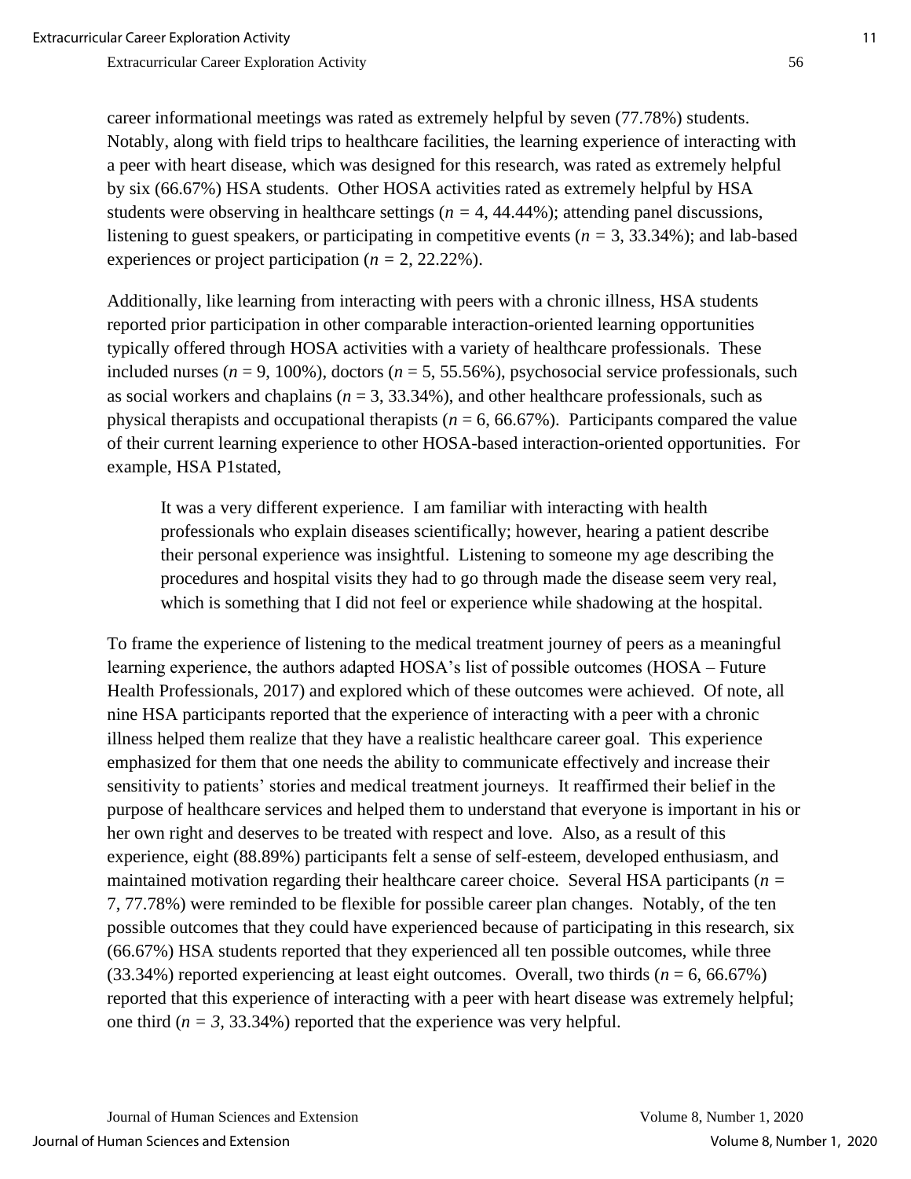career informational meetings was rated as extremely helpful by seven (77.78%) students. Notably, along with field trips to healthcare facilities, the learning experience of interacting with a peer with heart disease, which was designed for this research, was rated as extremely helpful by six (66.67%) HSA students. Other HOSA activities rated as extremely helpful by HSA students were observing in healthcare settings ($n$ = 4, 44.44%); attending panel discussions, listening to guest speakers, or participating in competitive events ($n$ = 3, 33.34%); and lab-based experiences or project participation ($n$ = 2, 22.22%).

Additionally, like learning from interacting with peers with a chronic illness, HSA students reported prior participation in other comparable interaction-oriented learning opportunities typically offered through HOSA activities with a variety of healthcare professionals. These included nurses ($n$ = 9, 100%), doctors ($n$ = 5, 55.56%), psychosocial service professionals, such as social workers and chaplains ($n$ = 3, 33.34%), and other healthcare professionals, such as physical therapists and occupational therapists ($n$ = 6, 66.67%). Participants compared the value of their current learning experience to other HOSA-based interaction-oriented opportunities. For example, HSA P1stated,

> It was a very different experience. I am familiar with interacting with health professionals who explain diseases scientifically; however, hearing a patient describe their personal experience was insightful. Listening to someone my age describing the procedures and hospital visits they had to go through made the disease seem very real, which is something that I did not feel or experience while shadowing at the hospital.

To frame the experience of listening to the medical treatment journey of peers as a meaningful learning experience, the authors adapted HOSA's list of possible outcomes (HOSA – Future Health Professionals, 2017) and explored which of these outcomes were achieved. Of note, all nine HSA participants reported that the experience of interacting with a peer with a chronic illness helped them realize that they have a realistic healthcare career goal. This experience emphasized for them that one needs the ability to communicate effectively and increase their sensitivity to patients' stories and medical treatment journeys. It reaffirmed their belief in the purpose of healthcare services and helped them to understand that everyone is important in his or her own right and deserves to be treated with respect and love. Also, as a result of this experience, eight (88.89%) participants felt a sense of self-esteem, developed enthusiasm, and maintained motivation regarding their healthcare career choice. Several HSA participants ($n$ = 7, 77.78%) were reminded to be flexible for possible career plan changes. Notably, of the ten possible outcomes that they could have experienced because of participating in this research, six (66.67%) HSA students reported that they experienced all ten possible outcomes, while three (33.34%) reported experiencing at least eight outcomes. Overall, two thirds ($n$ = 6, 66.67%) reported that this experience of interacting with a peer with heart disease was extremely helpful; one third ($n$ = 3, 33.34%) reported that the experience was very helpful.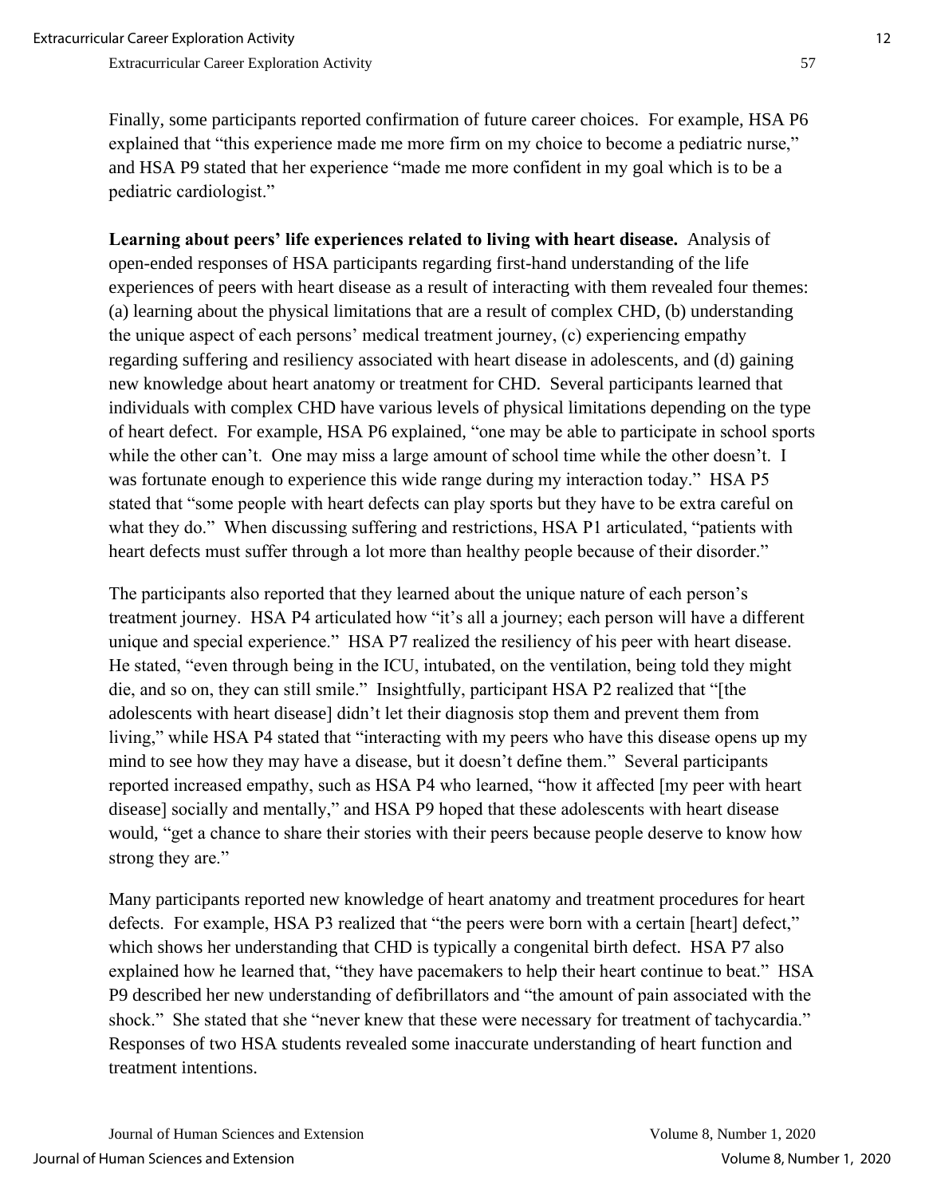Finally, some participants reported confirmation of future career choices. For example, HSA P6 explained that "this experience made me more firm on my choice to become a pediatric nurse," and HSA P9 stated that her experience "made me more confident in my goal which is to be a pediatric cardiologist."

**Learning about peers' life experiences related to living with heart disease.** Analysis of open-ended responses of HSA participants regarding first-hand understanding of the life experiences of peers with heart disease as a result of interacting with them revealed four themes: (a) learning about the physical limitations that are a result of complex CHD, (b) understanding the unique aspect of each persons' medical treatment journey, (c) experiencing empathy regarding suffering and resiliency associated with heart disease in adolescents, and (d) gaining new knowledge about heart anatomy or treatment for CHD. Several participants learned that individuals with complex CHD have various levels of physical limitations depending on the type of heart defect. For example, HSA P6 explained, "one may be able to participate in school sports while the other can't. One may miss a large amount of school time while the other doesn't. I was fortunate enough to experience this wide range during my interaction today." HSA P5 stated that "some people with heart defects can play sports but they have to be extra careful on what they do." When discussing suffering and restrictions, HSA P1 articulated, "patients with heart defects must suffer through a lot more than healthy people because of their disorder."

The participants also reported that they learned about the unique nature of each person's treatment journey. HSA P4 articulated how "it's all a journey; each person will have a different unique and special experience." HSA P7 realized the resiliency of his peer with heart disease. He stated, "even through being in the ICU, intubated, on the ventilation, being told they might die, and so on, they can still smile." Insightfully, participant HSA P2 realized that "[the adolescents with heart disease] didn't let their diagnosis stop them and prevent them from living," while HSA P4 stated that "interacting with my peers who have this disease opens up my mind to see how they may have a disease, but it doesn't define them." Several participants reported increased empathy, such as HSA P4 who learned, "how it affected [my peer with heart disease] socially and mentally," and HSA P9 hoped that these adolescents with heart disease would, "get a chance to share their stories with their peers because people deserve to know how strong they are."

Many participants reported new knowledge of heart anatomy and treatment procedures for heart defects. For example, HSA P3 realized that "the peers were born with a certain [heart] defect," which shows her understanding that CHD is typically a congenital birth defect. HSA P7 also explained how he learned that, "they have pacemakers to help their heart continue to beat." HSA P9 described her new understanding of defibrillators and "the amount of pain associated with the shock." She stated that she "never knew that these were necessary for treatment of tachycardia." Responses of two HSA students revealed some inaccurate understanding of heart function and treatment intentions.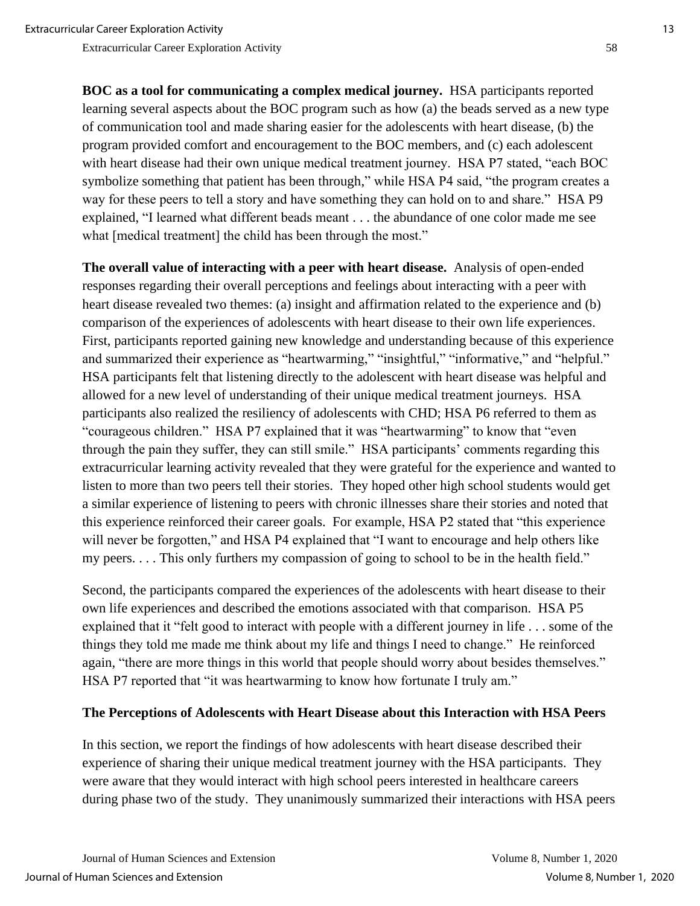**BOC as a tool for communicating a complex medical journey.** HSA participants reported learning several aspects about the BOC program such as how (a) the beads served as a new type of communication tool and made sharing easier for the adolescents with heart disease, (b) the program provided comfort and encouragement to the BOC members, and (c) each adolescent with heart disease had their own unique medical treatment journey. HSA P7 stated, "each BOC symbolize something that patient has been through," while HSA P4 said, "the program creates a way for these peers to tell a story and have something they can hold on to and share." HSA P9 explained, "I learned what different beads meant . . . the abundance of one color made me see what [medical treatment] the child has been through the most."

**The overall value of interacting with a peer with heart disease.** Analysis of open-ended responses regarding their overall perceptions and feelings about interacting with a peer with heart disease revealed two themes: (a) insight and affirmation related to the experience and (b) comparison of the experiences of adolescents with heart disease to their own life experiences. First, participants reported gaining new knowledge and understanding because of this experience and summarized their experience as "heartwarming," "insightful," "informative," and "helpful." HSA participants felt that listening directly to the adolescent with heart disease was helpful and allowed for a new level of understanding of their unique medical treatment journeys. HSA participants also realized the resiliency of adolescents with CHD; HSA P6 referred to them as "courageous children." HSA P7 explained that it was "heartwarming" to know that "even through the pain they suffer, they can still smile." HSA participants' comments regarding this extracurricular learning activity revealed that they were grateful for the experience and wanted to listen to more than two peers tell their stories. They hoped other high school students would get a similar experience of listening to peers with chronic illnesses share their stories and noted that this experience reinforced their career goals. For example, HSA P2 stated that "this experience will never be forgotten," and HSA P4 explained that "I want to encourage and help others like my peers. . . . This only furthers my compassion of going to school to be in the health field."

Second, the participants compared the experiences of the adolescents with heart disease to their own life experiences and described the emotions associated with that comparison. HSA P5 explained that it "felt good to interact with people with a different journey in life . . . some of the things they told me made me think about my life and things I need to change." He reinforced again, "there are more things in this world that people should worry about besides themselves." HSA P7 reported that "it was heartwarming to know how fortunate I truly am."

### The Perceptions of Adolescents with Heart Disease about this Interaction with HSA Peers

In this section, we report the findings of how adolescents with heart disease described their experience of sharing their unique medical treatment journey with the HSA participants. They were aware that they would interact with high school peers interested in healthcare careers during phase two of the study. They unanimously summarized their interactions with HSA peers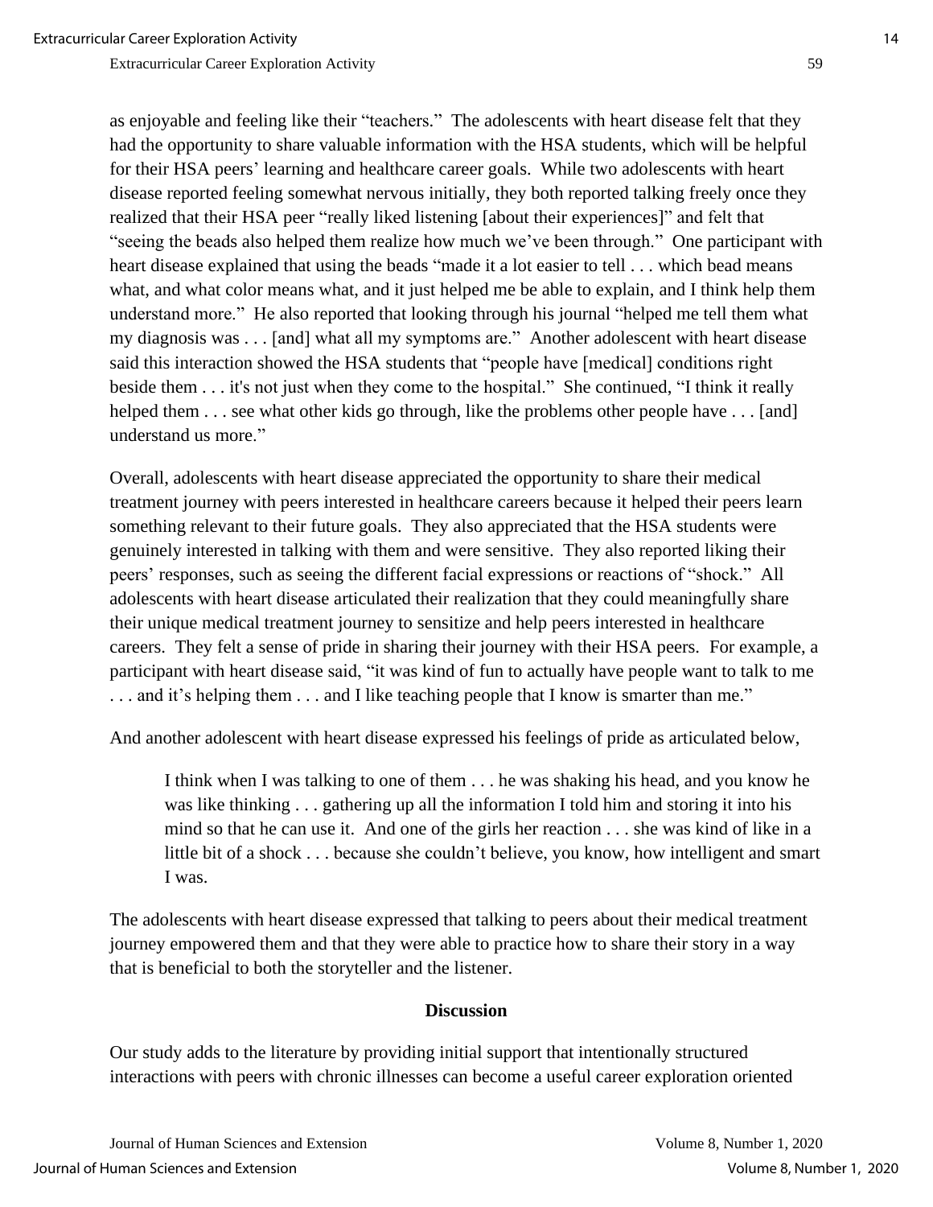as enjoyable and feeling like their "teachers." The adolescents with heart disease felt that they had the opportunity to share valuable information with the HSA students, which will be helpful for their HSA peers' learning and healthcare career goals. While two adolescents with heart disease reported feeling somewhat nervous initially, they both reported talking freely once they realized that their HSA peer "really liked listening [about their experiences]" and felt that "seeing the beads also helped them realize how much we've been through." One participant with heart disease explained that using the beads "made it a lot easier to tell . . . which bead means what, and what color means what, and it just helped me be able to explain, and I think help them understand more." He also reported that looking through his journal "helped me tell them what my diagnosis was . . . [and] what all my symptoms are." Another adolescent with heart disease said this interaction showed the HSA students that "people have [medical] conditions right beside them . . . it's not just when they come to the hospital." She continued, "I think it really helped them . . . see what other kids go through, like the problems other people have . . . [and] understand us more."

Overall, adolescents with heart disease appreciated the opportunity to share their medical treatment journey with peers interested in healthcare careers because it helped their peers learn something relevant to their future goals. They also appreciated that the HSA students were genuinely interested in talking with them and were sensitive. They also reported liking their peers' responses, such as seeing the different facial expressions or reactions of "shock." All adolescents with heart disease articulated their realization that they could meaningfully share their unique medical treatment journey to sensitize and help peers interested in healthcare careers. They felt a sense of pride in sharing their journey with their HSA peers. For example, a participant with heart disease said, "it was kind of fun to actually have people want to talk to me . . . and it's helping them . . . and I like teaching people that I know is smarter than me."

And another adolescent with heart disease expressed his feelings of pride as articulated below,

> I think when I was talking to one of them . . . he was shaking his head, and you know he was like thinking . . . gathering up all the information I told him and storing it into his mind so that he can use it. And one of the girls her reaction . . . she was kind of like in a little bit of a shock . . . because she couldn't believe, you know, how intelligent and smart I was.

The adolescents with heart disease expressed that talking to peers about their medical treatment journey empowered them and that they were able to practice how to share their story in a way that is beneficial to both the storyteller and the listener.

## Discussion

Our study adds to the literature by providing initial support that intentionally structured interactions with peers with chronic illnesses can become a useful career exploration oriented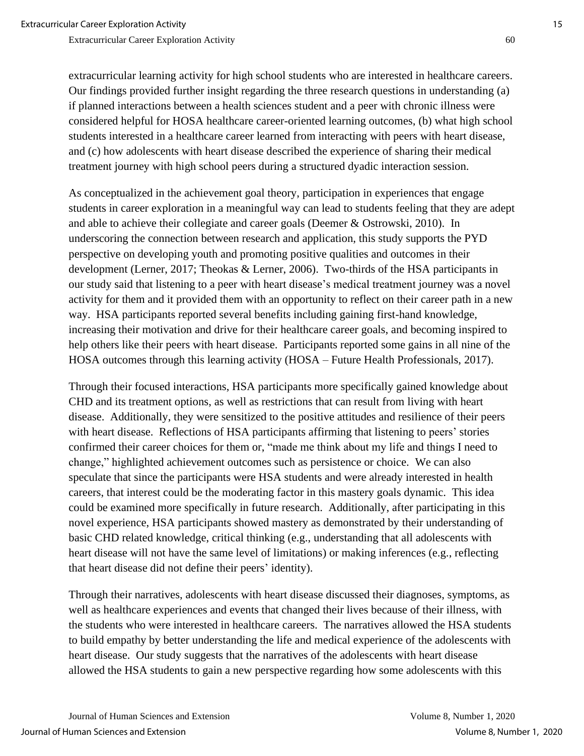extracurricular learning activity for high school students who are interested in healthcare careers. Our findings provided further insight regarding the three research questions in understanding (a) if planned interactions between a health sciences student and a peer with chronic illness were considered helpful for HOSA healthcare career-oriented learning outcomes, (b) what high school students interested in a healthcare career learned from interacting with peers with heart disease, and (c) how adolescents with heart disease described the experience of sharing their medical treatment journey with high school peers during a structured dyadic interaction session.

As conceptualized in the achievement goal theory, participation in experiences that engage students in career exploration in a meaningful way can lead to students feeling that they are adept and able to achieve their collegiate and career goals (Deemer & Ostrowski, 2010). In underscoring the connection between research and application, this study supports the PYD perspective on developing youth and promoting positive qualities and outcomes in their development (Lerner, 2017; Theokas & Lerner, 2006). Two-thirds of the HSA participants in our study said that listening to a peer with heart disease's medical treatment journey was a novel activity for them and it provided them with an opportunity to reflect on their career path in a new way. HSA participants reported several benefits including gaining first-hand knowledge, increasing their motivation and drive for their healthcare career goals, and becoming inspired to help others like their peers with heart disease. Participants reported some gains in all nine of the HOSA outcomes through this learning activity (HOSA – Future Health Professionals, 2017).

Through their focused interactions, HSA participants more specifically gained knowledge about CHD and its treatment options, as well as restrictions that can result from living with heart disease. Additionally, they were sensitized to the positive attitudes and resilience of their peers with heart disease. Reflections of HSA participants affirming that listening to peers' stories confirmed their career choices for them or, "made me think about my life and things I need to change," highlighted achievement outcomes such as persistence or choice. We can also speculate that since the participants were HSA students and were already interested in health careers, that interest could be the moderating factor in this mastery goals dynamic. This idea could be examined more specifically in future research. Additionally, after participating in this novel experience, HSA participants showed mastery as demonstrated by their understanding of basic CHD related knowledge, critical thinking (e.g., understanding that all adolescents with heart disease will not have the same level of limitations) or making inferences (e.g., reflecting that heart disease did not define their peers' identity).

Through their narratives, adolescents with heart disease discussed their diagnoses, symptoms, as well as healthcare experiences and events that changed their lives because of their illness, with the students who were interested in healthcare careers. The narratives allowed the HSA students to build empathy by better understanding the life and medical experience of the adolescents with heart disease. Our study suggests that the narratives of the adolescents with heart disease allowed the HSA students to gain a new perspective regarding how some adolescents with this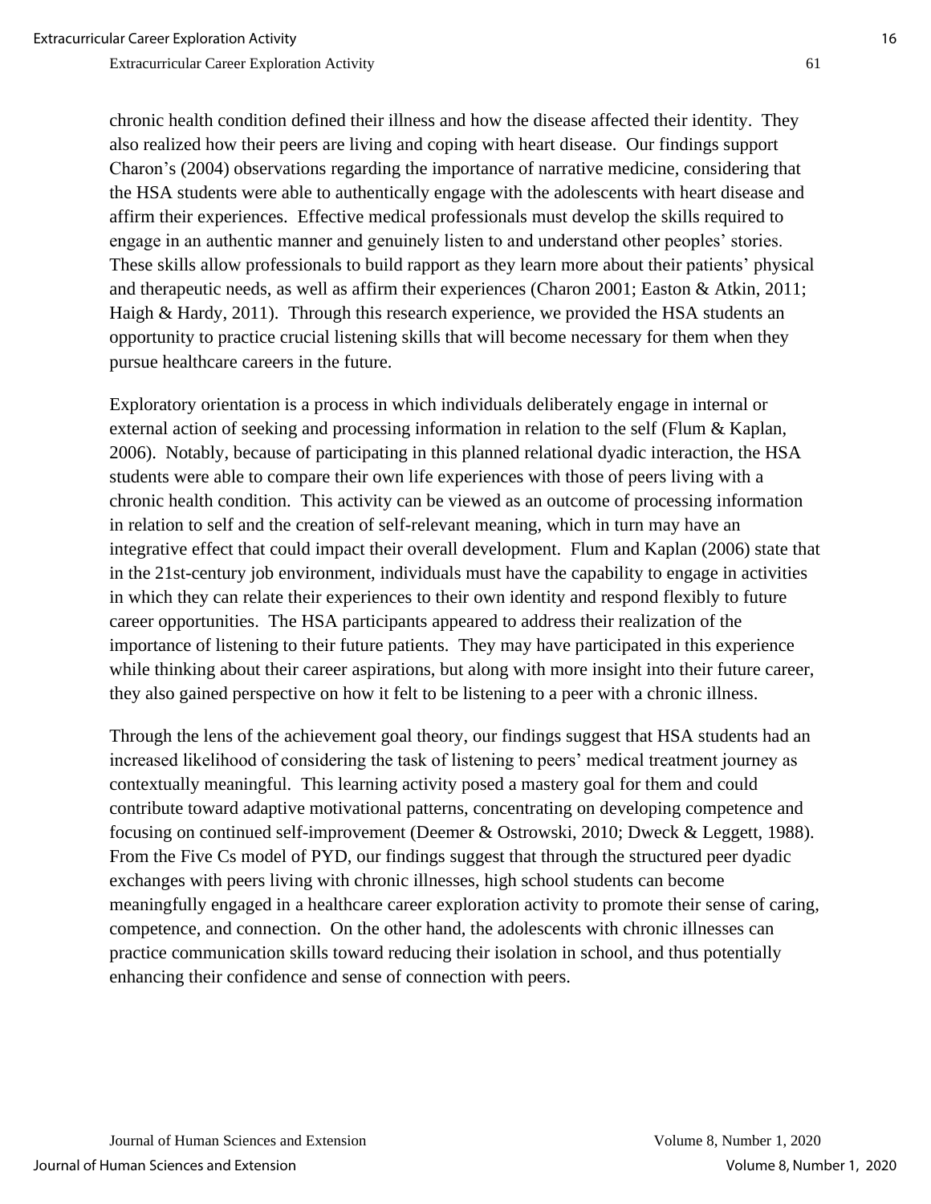chronic health condition defined their illness and how the disease affected their identity. They also realized how their peers are living and coping with heart disease. Our findings support Charon's (2004) observations regarding the importance of narrative medicine, considering that the HSA students were able to authentically engage with the adolescents with heart disease and affirm their experiences. Effective medical professionals must develop the skills required to engage in an authentic manner and genuinely listen to and understand other peoples' stories. These skills allow professionals to build rapport as they learn more about their patients' physical and therapeutic needs, as well as affirm their experiences (Charon 2001; Easton & Atkin, 2011; Haigh & Hardy, 2011). Through this research experience, we provided the HSA students an opportunity to practice crucial listening skills that will become necessary for them when they pursue healthcare careers in the future.

Exploratory orientation is a process in which individuals deliberately engage in internal or external action of seeking and processing information in relation to the self (Flum & Kaplan, 2006). Notably, because of participating in this planned relational dyadic interaction, the HSA students were able to compare their own life experiences with those of peers living with a chronic health condition. This activity can be viewed as an outcome of processing information in relation to self and the creation of self-relevant meaning, which in turn may have an integrative effect that could impact their overall development. Flum and Kaplan (2006) state that in the 21st-century job environment, individuals must have the capability to engage in activities in which they can relate their experiences to their own identity and respond flexibly to future career opportunities. The HSA participants appeared to address their realization of the importance of listening to their future patients. They may have participated in this experience while thinking about their career aspirations, but along with more insight into their future career, they also gained perspective on how it felt to be listening to a peer with a chronic illness.

Through the lens of the achievement goal theory, our findings suggest that HSA students had an increased likelihood of considering the task of listening to peers' medical treatment journey as contextually meaningful. This learning activity posed a mastery goal for them and could contribute toward adaptive motivational patterns, concentrating on developing competence and focusing on continued self-improvement (Deemer & Ostrowski, 2010; Dweck & Leggett, 1988). From the Five Cs model of PYD, our findings suggest that through the structured peer dyadic exchanges with peers living with chronic illnesses, high school students can become meaningfully engaged in a healthcare career exploration activity to promote their sense of caring, competence, and connection. On the other hand, the adolescents with chronic illnesses can practice communication skills toward reducing their isolation in school, and thus potentially enhancing their confidence and sense of connection with peers.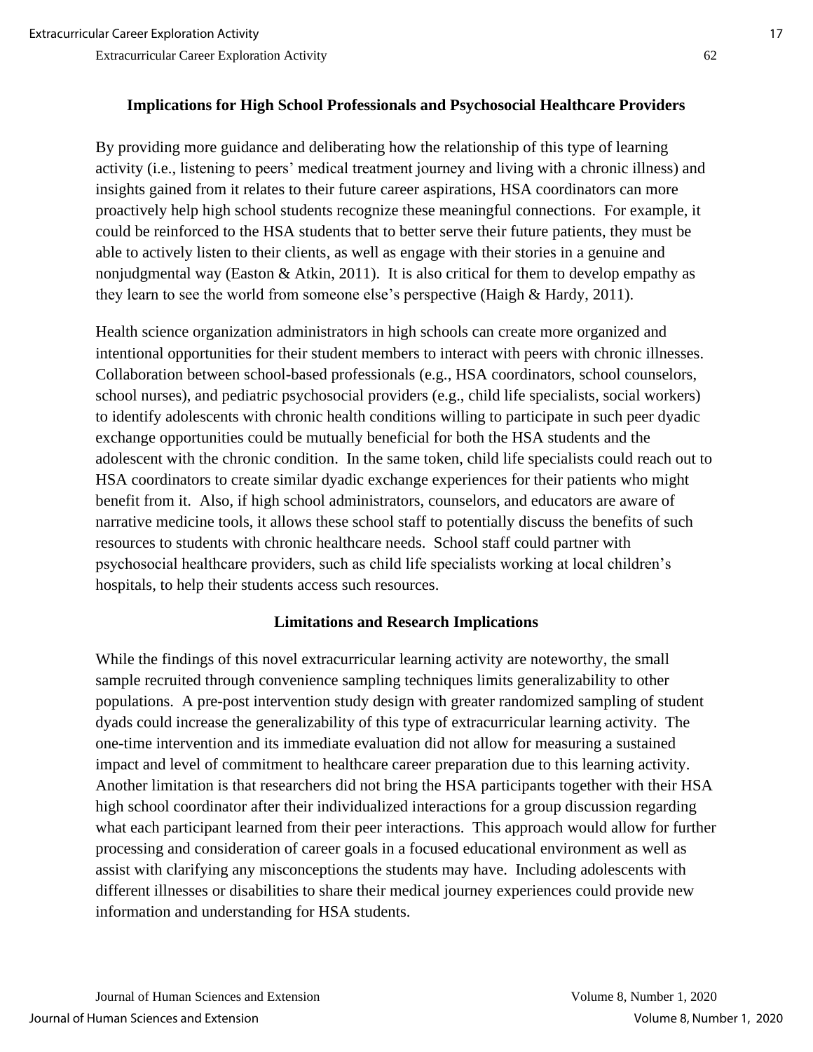## Implications for High School Professionals and Psychosocial Healthcare Providers

By providing more guidance and deliberating how the relationship of this type of learning activity (i.e., listening to peers' medical treatment journey and living with a chronic illness) and insights gained from it relates to their future career aspirations, HSA coordinators can more proactively help high school students recognize these meaningful connections. For example, it could be reinforced to the HSA students that to better serve their future patients, they must be able to actively listen to their clients, as well as engage with their stories in a genuine and nonjudgmental way (Easton & Atkin, 2011). It is also critical for them to develop empathy as they learn to see the world from someone else's perspective (Haigh & Hardy, 2011).

Health science organization administrators in high schools can create more organized and intentional opportunities for their student members to interact with peers with chronic illnesses. Collaboration between school-based professionals (e.g., HSA coordinators, school counselors, school nurses), and pediatric psychosocial providers (e.g., child life specialists, social workers) to identify adolescents with chronic health conditions willing to participate in such peer dyadic exchange opportunities could be mutually beneficial for both the HSA students and the adolescent with the chronic condition. In the same token, child life specialists could reach out to HSA coordinators to create similar dyadic exchange experiences for their patients who might benefit from it. Also, if high school administrators, counselors, and educators are aware of narrative medicine tools, it allows these school staff to potentially discuss the benefits of such resources to students with chronic healthcare needs. School staff could partner with psychosocial healthcare providers, such as child life specialists working at local children's hospitals, to help their students access such resources.

## Limitations and Research Implications

While the findings of this novel extracurricular learning activity are noteworthy, the small sample recruited through convenience sampling techniques limits generalizability to other populations. A pre-post intervention study design with greater randomized sampling of student dyads could increase the generalizability of this type of extracurricular learning activity. The one-time intervention and its immediate evaluation did not allow for measuring a sustained impact and level of commitment to healthcare career preparation due to this learning activity. Another limitation is that researchers did not bring the HSA participants together with their HSA high school coordinator after their individualized interactions for a group discussion regarding what each participant learned from their peer interactions. This approach would allow for further processing and consideration of career goals in a focused educational environment as well as assist with clarifying any misconceptions the students may have. Including adolescents with different illnesses or disabilities to share their medical journey experiences could provide new information and understanding for HSA students.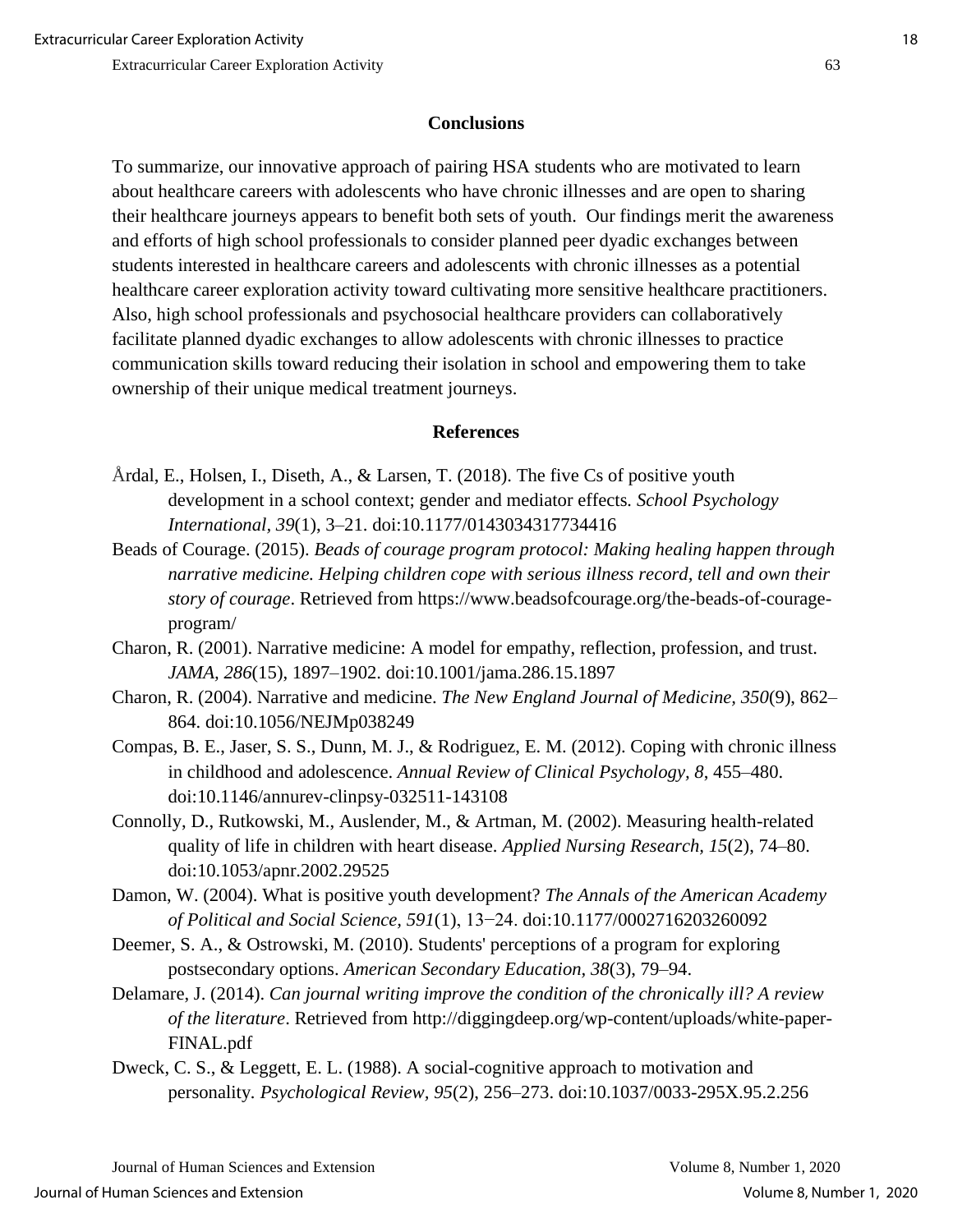## Conclusions

To summarize, our innovative approach of pairing HSA students who are motivated to learn about healthcare careers with adolescents who have chronic illnesses and are open to sharing their healthcare journeys appears to benefit both sets of youth. Our findings merit the awareness and efforts of high school professionals to consider planned peer dyadic exchanges between students interested in healthcare careers and adolescents with chronic illnesses as a potential healthcare career exploration activity toward cultivating more sensitive healthcare practitioners. Also, high school professionals and psychosocial healthcare providers can collaboratively facilitate planned dyadic exchanges to allow adolescents with chronic illnesses to practice communication skills toward reducing their isolation in school and empowering them to take ownership of their unique medical treatment journeys.

## References

Årdal, E., Holsen, I., Diseth, A., & Larsen, T. (2018). The five Cs of positive youth development in a school context; gender and mediator effects. *School Psychology International, 39*(1), 3–21. doi:10.1177/0143034317734416

Beads of Courage. (2015). *Beads of courage program protocol: Making healing happen through narrative medicine. Helping children cope with serious illness record, tell and own their story of courage*. Retrieved from https://www.beadsofcourage.org/the-beads-of-courage-program/

Charon, R. (2001). Narrative medicine: A model for empathy, reflection, profession, and trust. *JAMA, 286*(15), 1897–1902. doi:10.1001/jama.286.15.1897

Charon, R. (2004). Narrative and medicine. *The New England Journal of Medicine, 350*(9), 862–864. doi:10.1056/NEJMp038249

Compas, B. E., Jaser, S. S., Dunn, M. J., & Rodriguez, E. M. (2012). Coping with chronic illness in childhood and adolescence. *Annual Review of Clinical Psychology, 8*, 455–480. doi:10.1146/annurev-clinpsy-032511-143108

Connolly, D., Rutkowski, M., Auslender, M., & Artman, M. (2002). Measuring health-related quality of life in children with heart disease. *Applied Nursing Research, 15*(2), 74–80. doi:10.1053/apnr.2002.29525

Damon, W. (2004). What is positive youth development? *The Annals of the American Academy of Political and Social Science, 591*(1), 13−24. doi:10.1177/0002716203260092

Deemer, S. A., & Ostrowski, M. (2010). Students' perceptions of a program for exploring postsecondary options. *American Secondary Education, 38*(3), 79–94.

Delamare, J. (2014). *Can journal writing improve the condition of the chronically ill? A review of the literature*. Retrieved from http://diggingdeep.org/wp-content/uploads/white-paper-FINAL.pdf

Dweck, C. S., & Leggett, E. L. (1988). A social-cognitive approach to motivation and personality. *Psychological Review, 95*(2), 256–273. doi:10.1037/0033-295X.95.2.256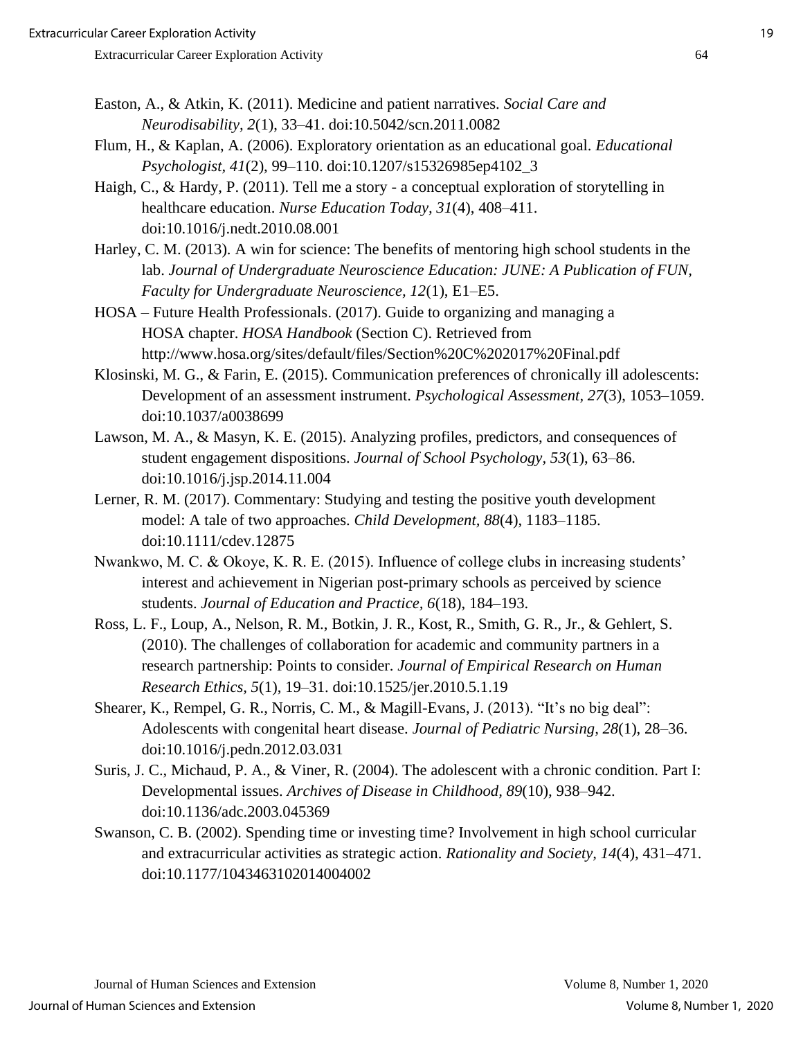Easton, A., & Atkin, K. (2011). Medicine and patient narratives. *Social Care and Neurodisability, 2*(1), 33–41. doi:10.5042/scn.2011.0082

Flum, H., & Kaplan, A. (2006). Exploratory orientation as an educational goal. *Educational Psychologist, 41*(2), 99–110. doi:10.1207/s15326985ep4102_3

Haigh, C., & Hardy, P. (2011). Tell me a story - a conceptual exploration of storytelling in healthcare education. *Nurse Education Today, 31*(4), 408–411. doi:10.1016/j.nedt.2010.08.001

Harley, C. M. (2013). A win for science: The benefits of mentoring high school students in the lab. *Journal of Undergraduate Neuroscience Education: JUNE: A Publication of FUN, Faculty for Undergraduate Neuroscience, 12*(1), E1–E5.

HOSA – Future Health Professionals. (2017). Guide to organizing and managing a HOSA chapter. *HOSA Handbook* (Section C). Retrieved from http://www.hosa.org/sites/default/files/Section%20C%202017%20Final.pdf

Klosinski, M. G., & Farin, E. (2015). Communication preferences of chronically ill adolescents: Development of an assessment instrument. *Psychological Assessment, 27*(3), 1053–1059. doi:10.1037/a0038699

Lawson, M. A., & Masyn, K. E. (2015). Analyzing profiles, predictors, and consequences of student engagement dispositions. *Journal of School Psychology*, *53*(1), 63–86. doi:10.1016/j.jsp.2014.11.004

Lerner, R. M. (2017). Commentary: Studying and testing the positive youth development model: A tale of two approaches. *Child Development, 88*(4), 1183–1185. doi:10.1111/cdev.12875

Nwankwo, M. C. & Okoye, K. R. E. (2015). Influence of college clubs in increasing students' interest and achievement in Nigerian post-primary schools as perceived by science students. *Journal of Education and Practice, 6*(18), 184–193.

Ross, L. F., Loup, A., Nelson, R. M., Botkin, J. R., Kost, R., Smith, G. R., Jr., & Gehlert, S. (2010). The challenges of collaboration for academic and community partners in a research partnership: Points to consider. *Journal of Empirical Research on Human Research Ethics, 5*(1), 19–31. doi:10.1525/jer.2010.5.1.19

Shearer, K., Rempel, G. R., Norris, C. M., & Magill-Evans, J. (2013). "It's no big deal": Adolescents with congenital heart disease. *Journal of Pediatric Nursing, 28*(1), 28–36. doi:10.1016/j.pedn.2012.03.031

Suris, J. C., Michaud, P. A., & Viner, R. (2004). The adolescent with a chronic condition. Part I: Developmental issues. *Archives of Disease in Childhood, 89*(10), 938–942. doi:10.1136/adc.2003.045369

Swanson, C. B. (2002). Spending time or investing time? Involvement in high school curricular and extracurricular activities as strategic action. *Rationality and Society, 14*(4), 431–471. doi:10.1177/1043463102014004002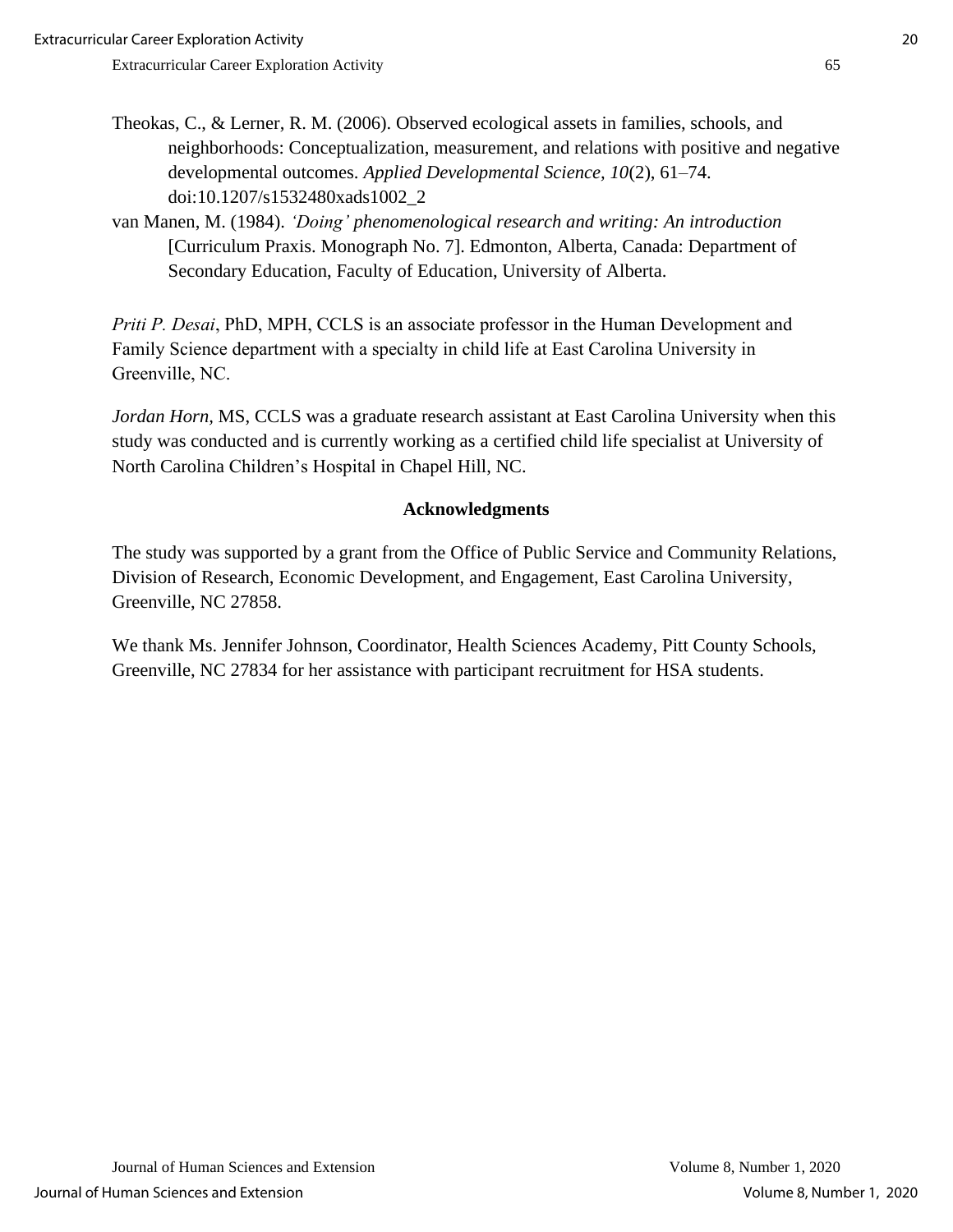Theokas, C., & Lerner, R. M. (2006). Observed ecological assets in families, schools, and neighborhoods: Conceptualization, measurement, and relations with positive and negative developmental outcomes. *Applied Developmental Science, 10*(2), 61–74. doi:10.1207/s1532480xads1002_2

van Manen, M. (1984). *'Doing' phenomenological research and writing: An introduction* [Curriculum Praxis. Monograph No. 7]. Edmonton, Alberta, Canada: Department of Secondary Education, Faculty of Education, University of Alberta.

*Priti P. Desai*, PhD, MPH, CCLS is an associate professor in the Human Development and Family Science department with a specialty in child life at East Carolina University in Greenville, NC.

*Jordan Horn,* MS, CCLS was a graduate research assistant at East Carolina University when this study was conducted and is currently working as a certified child life specialist at University of North Carolina Children's Hospital in Chapel Hill, NC.

## Acknowledgments

The study was supported by a grant from the Office of Public Service and Community Relations, Division of Research, Economic Development, and Engagement, East Carolina University, Greenville, NC 27858.

We thank Ms. Jennifer Johnson, Coordinator, Health Sciences Academy, Pitt County Schools, Greenville, NC 27834 for her assistance with participant recruitment for HSA students.